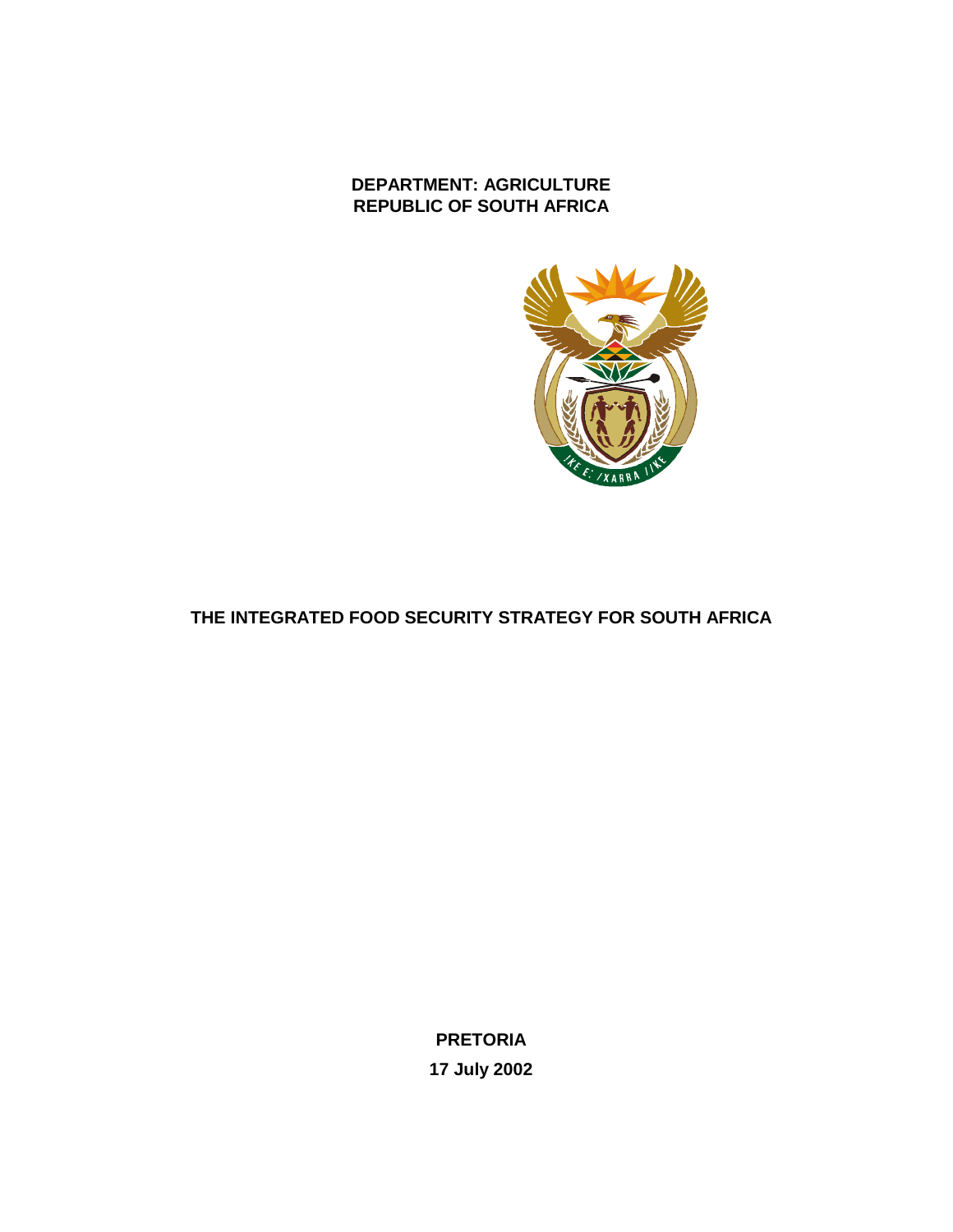**DEPARTMENT: AGRICULTURE**
**REPUBLIC OF SOUTH AFRICA**

# THE INTEGRATED FOOD SECURITY STRATEGY FOR SOUTH AFRICA

**PRETORIA**

**17 July 2002**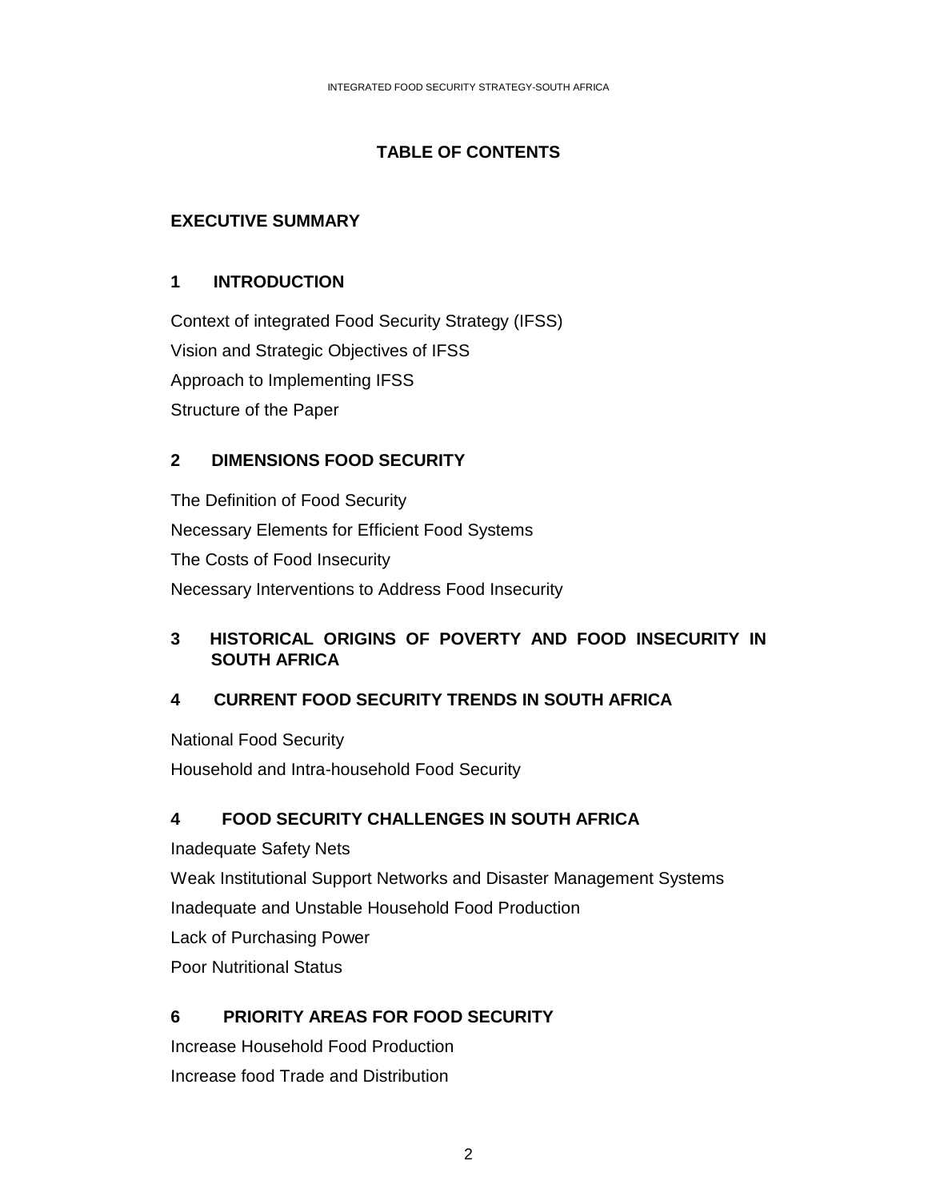## TABLE OF CONTENTS

**EXECUTIVE SUMMARY**

**1 INTRODUCTION**

Context of integrated Food Security Strategy (IFSS)

Vision and Strategic Objectives of IFSS

Approach to Implementing IFSS

Structure of the Paper

**2 DIMENSIONS FOOD SECURITY**

The Definition of Food Security

Necessary Elements for Efficient Food Systems

The Costs of Food Insecurity

Necessary Interventions to Address Food Insecurity

**3 HISTORICAL ORIGINS OF POVERTY AND FOOD INSECURITY IN SOUTH AFRICA**

**4 CURRENT FOOD SECURITY TRENDS IN SOUTH AFRICA**

National Food Security

Household and Intra-household Food Security

**4 FOOD SECURITY CHALLENGES IN SOUTH AFRICA**

Inadequate Safety Nets

Weak Institutional Support Networks and Disaster Management Systems

Inadequate and Unstable Household Food Production

Lack of Purchasing Power

Poor Nutritional Status

**6 PRIORITY AREAS FOR FOOD SECURITY**

Increase Household Food Production

Increase food Trade and Distribution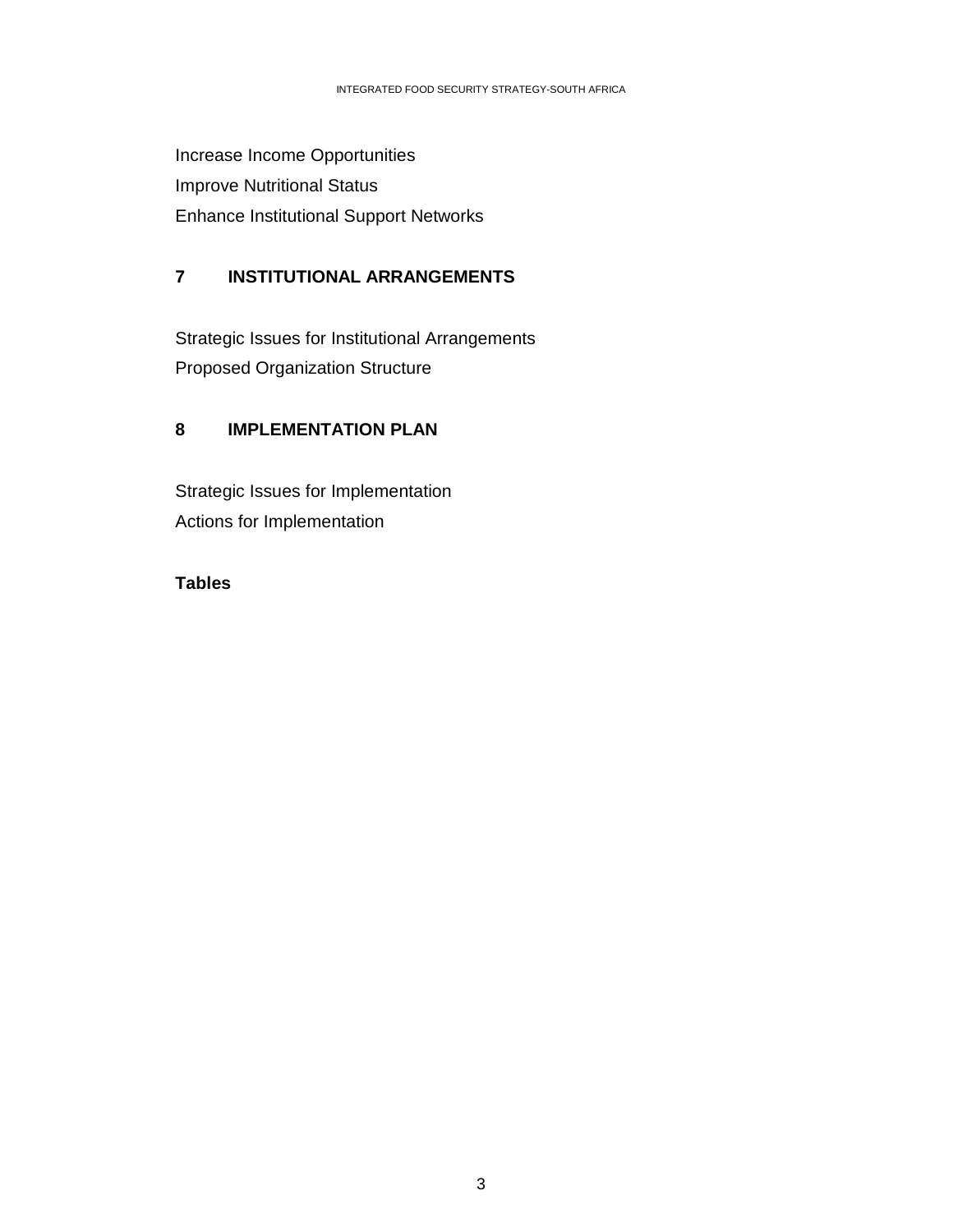Increase Income Opportunities

Improve Nutritional Status

Enhance Institutional Support Networks

## 7 INSTITUTIONAL ARRANGEMENTS

Strategic Issues for Institutional Arrangements

Proposed Organization Structure

## 8 IMPLEMENTATION PLAN

Strategic Issues for Implementation

Actions for Implementation

**Tables**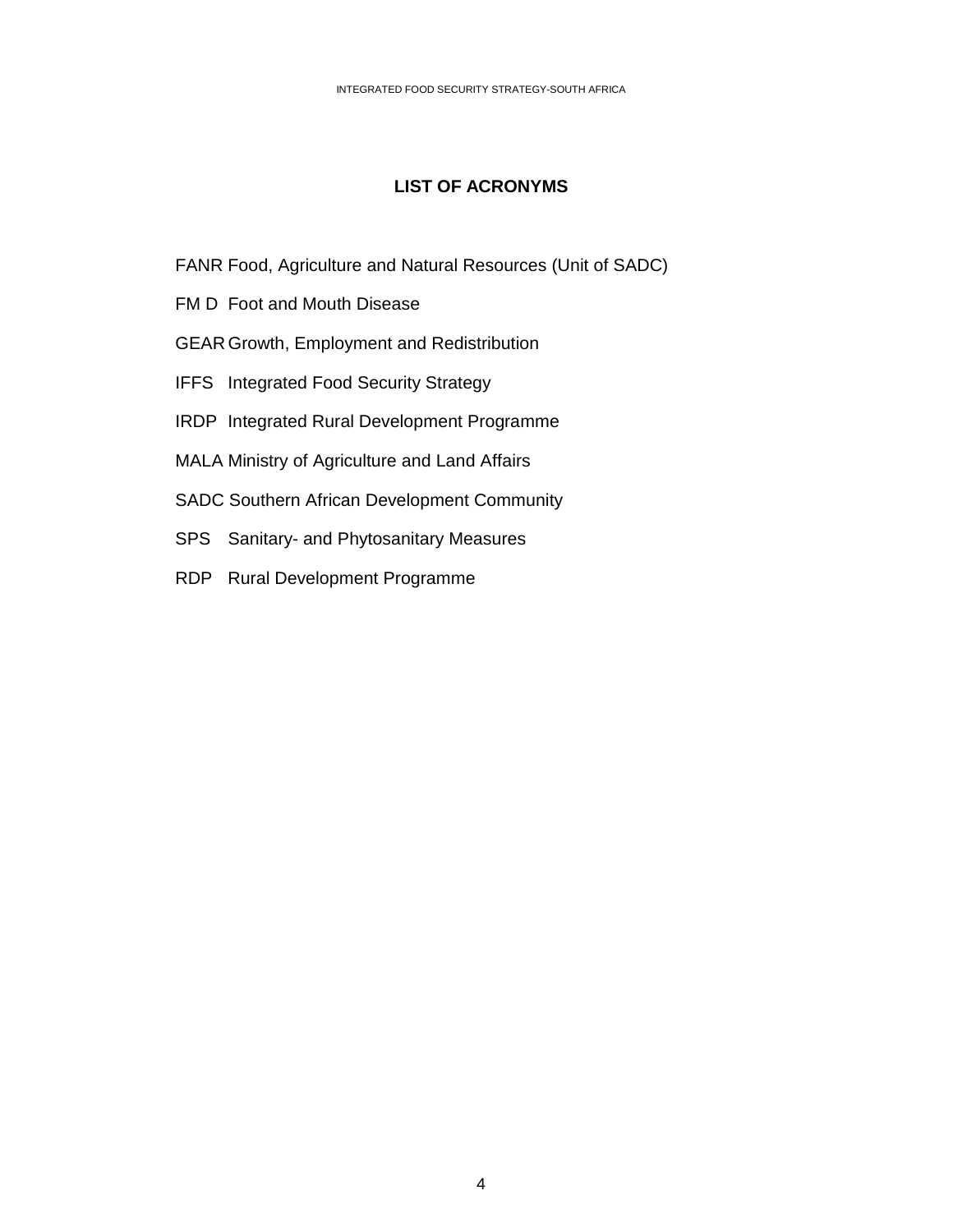## LIST OF ACRONYMS

FANR Food, Agriculture and Natural Resources (Unit of SADC)

FM D Foot and Mouth Disease

GEAR Growth, Employment and Redistribution

IFFS Integrated Food Security Strategy

IRDP Integrated Rural Development Programme

MALA Ministry of Agriculture and Land Affairs

SADC Southern African Development Community

SPS Sanitary- and Phytosanitary Measures

RDP Rural Development Programme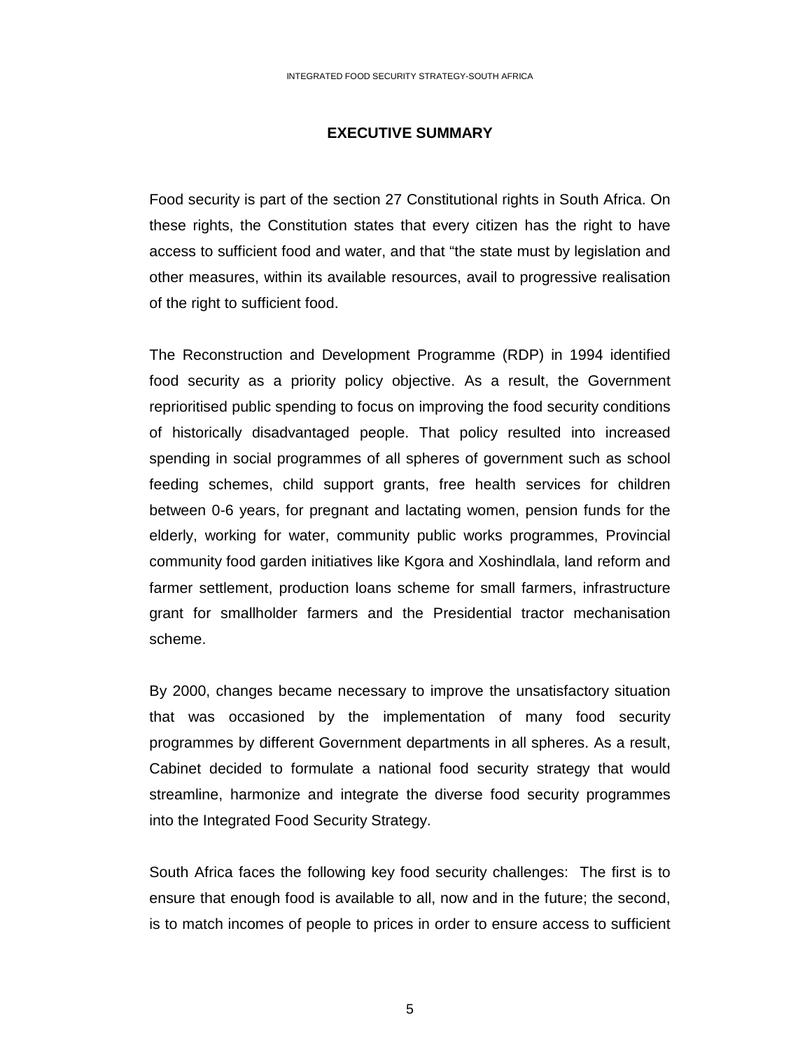## EXECUTIVE SUMMARY

Food security is part of the section 27 Constitutional rights in South Africa. On these rights, the Constitution states that every citizen has the right to have access to sufficient food and water, and that "the state must by legislation and other measures, within its available resources, avail to progressive realisation of the right to sufficient food.

The Reconstruction and Development Programme (RDP) in 1994 identified food security as a priority policy objective. As a result, the Government reprioritised public spending to focus on improving the food security conditions of historically disadvantaged people. That policy resulted into increased spending in social programmes of all spheres of government such as school feeding schemes, child support grants, free health services for children between 0-6 years, for pregnant and lactating women, pension funds for the elderly, working for water, community public works programmes, Provincial community food garden initiatives like Kgora and Xoshindlala, land reform and farmer settlement, production loans scheme for small farmers, infrastructure grant for smallholder farmers and the Presidential tractor mechanisation scheme.

By 2000, changes became necessary to improve the unsatisfactory situation that was occasioned by the implementation of many food security programmes by different Government departments in all spheres. As a result, Cabinet decided to formulate a national food security strategy that would streamline, harmonize and integrate the diverse food security programmes into the Integrated Food Security Strategy.

South Africa faces the following key food security challenges: The first is to ensure that enough food is available to all, now and in the future; the second, is to match incomes of people to prices in order to ensure access to sufficient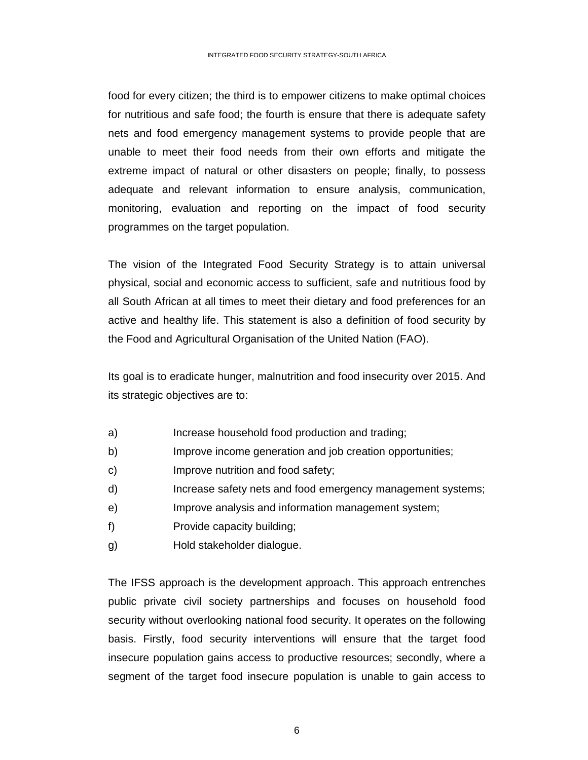food for every citizen; the third is to empower citizens to make optimal choices for nutritious and safe food; the fourth is ensure that there is adequate safety nets and food emergency management systems to provide people that are unable to meet their food needs from their own efforts and mitigate the extreme impact of natural or other disasters on people; finally, to possess adequate and relevant information to ensure analysis, communication, monitoring, evaluation and reporting on the impact of food security programmes on the target population.

The vision of the Integrated Food Security Strategy is to attain universal physical, social and economic access to sufficient, safe and nutritious food by all South African at all times to meet their dietary and food preferences for an active and healthy life. This statement is also a definition of food security by the Food and Agricultural Organisation of the United Nation (FAO).

Its goal is to eradicate hunger, malnutrition and food insecurity over 2015. And its strategic objectives are to:

a) Increase household food production and trading;
b) Improve income generation and job creation opportunities;
c) Improve nutrition and food safety;
d) Increase safety nets and food emergency management systems;
e) Improve analysis and information management system;
f) Provide capacity building;
g) Hold stakeholder dialogue.

The IFSS approach is the development approach. This approach entrenches public private civil society partnerships and focuses on household food security without overlooking national food security. It operates on the following basis. Firstly, food security interventions will ensure that the target food insecure population gains access to productive resources; secondly, where a segment of the target food insecure population is unable to gain access to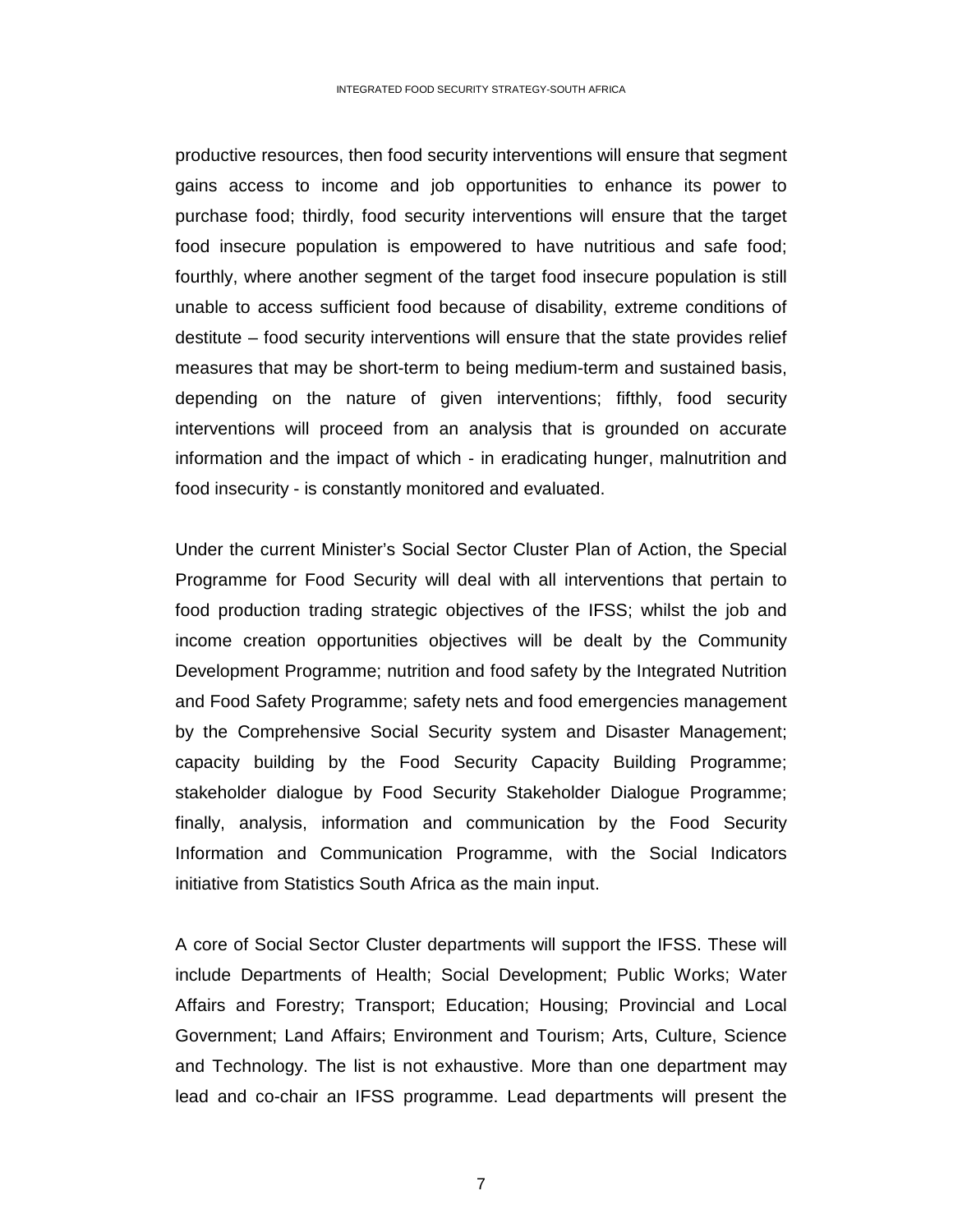productive resources, then food security interventions will ensure that segment gains access to income and job opportunities to enhance its power to purchase food; thirdly, food security interventions will ensure that the target food insecure population is empowered to have nutritious and safe food; fourthly, where another segment of the target food insecure population is still unable to access sufficient food because of disability, extreme conditions of destitute – food security interventions will ensure that the state provides relief measures that may be short-term to being medium-term and sustained basis, depending on the nature of given interventions; fifthly, food security interventions will proceed from an analysis that is grounded on accurate information and the impact of which - in eradicating hunger, malnutrition and food insecurity - is constantly monitored and evaluated.

Under the current Minister's Social Sector Cluster Plan of Action, the Special Programme for Food Security will deal with all interventions that pertain to food production trading strategic objectives of the IFSS; whilst the job and income creation opportunities objectives will be dealt by the Community Development Programme; nutrition and food safety by the Integrated Nutrition and Food Safety Programme; safety nets and food emergencies management by the Comprehensive Social Security system and Disaster Management; capacity building by the Food Security Capacity Building Programme; stakeholder dialogue by Food Security Stakeholder Dialogue Programme; finally, analysis, information and communication by the Food Security Information and Communication Programme, with the Social Indicators initiative from Statistics South Africa as the main input.

A core of Social Sector Cluster departments will support the IFSS. These will include Departments of Health; Social Development; Public Works; Water Affairs and Forestry; Transport; Education; Housing; Provincial and Local Government; Land Affairs; Environment and Tourism; Arts, Culture, Science and Technology. The list is not exhaustive. More than one department may lead and co-chair an IFSS programme. Lead departments will present the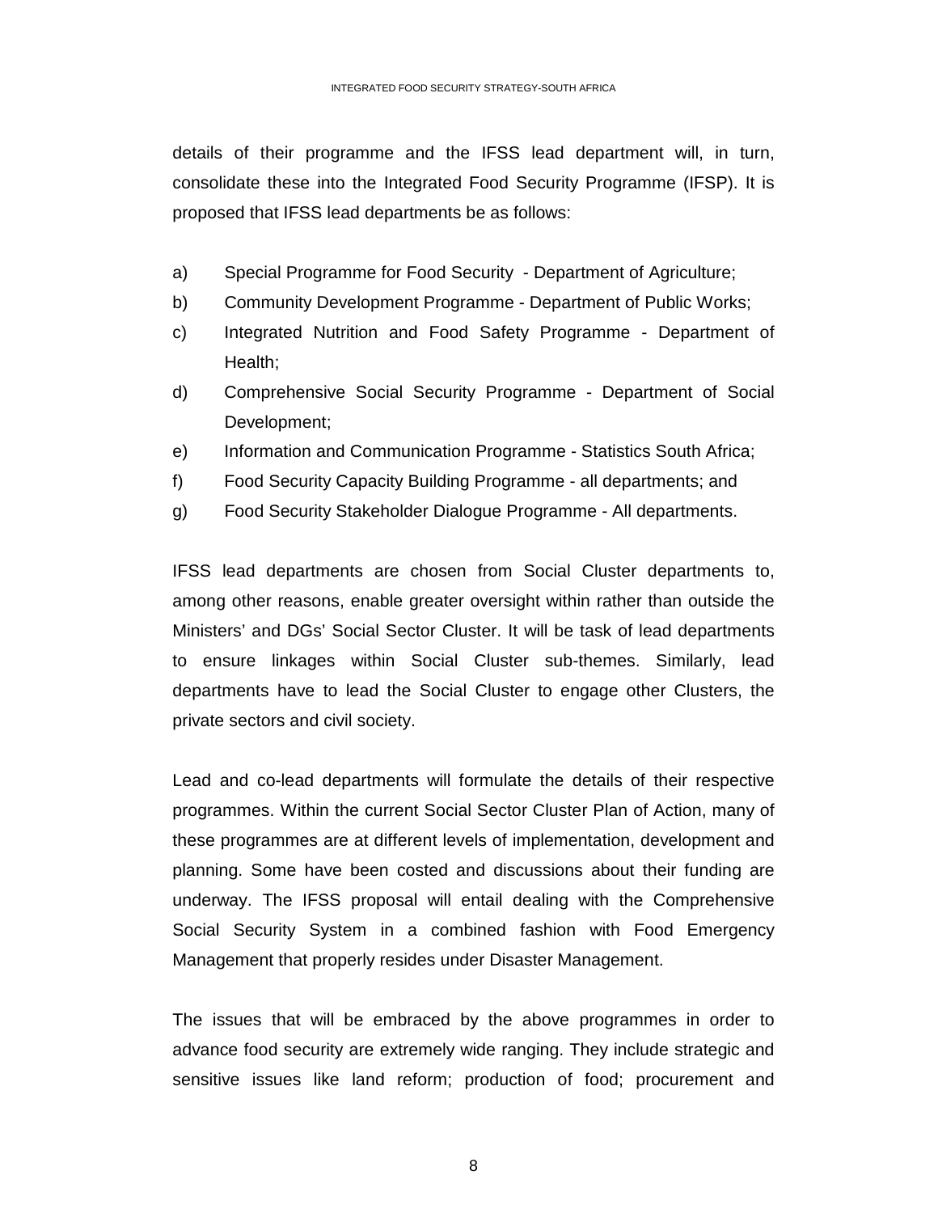details of their programme and the IFSS lead department will, in turn, consolidate these into the Integrated Food Security Programme (IFSP). It is proposed that IFSS lead departments be as follows:

a) Special Programme for Food Security - Department of Agriculture;
b) Community Development Programme - Department of Public Works;
c) Integrated Nutrition and Food Safety Programme - Department of Health;
d) Comprehensive Social Security Programme - Department of Social Development;
e) Information and Communication Programme - Statistics South Africa;
f) Food Security Capacity Building Programme - all departments; and
g) Food Security Stakeholder Dialogue Programme - All departments.

IFSS lead departments are chosen from Social Cluster departments to, among other reasons, enable greater oversight within rather than outside the Ministers' and DGs' Social Sector Cluster. It will be task of lead departments to ensure linkages within Social Cluster sub-themes. Similarly, lead departments have to lead the Social Cluster to engage other Clusters, the private sectors and civil society.

Lead and co-lead departments will formulate the details of their respective programmes. Within the current Social Sector Cluster Plan of Action, many of these programmes are at different levels of implementation, development and planning. Some have been costed and discussions about their funding are underway. The IFSS proposal will entail dealing with the Comprehensive Social Security System in a combined fashion with Food Emergency Management that properly resides under Disaster Management.

The issues that will be embraced by the above programmes in order to advance food security are extremely wide ranging. They include strategic and sensitive issues like land reform; production of food; procurement and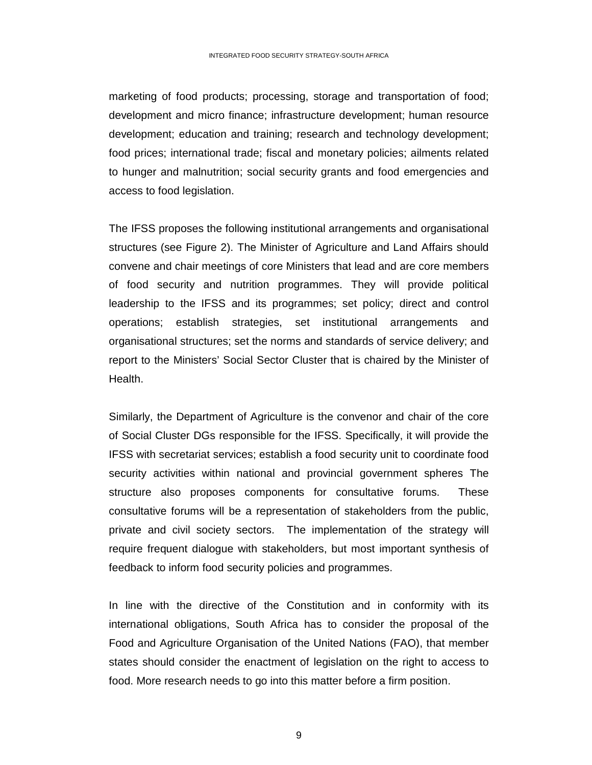marketing of food products; processing, storage and transportation of food; development and micro finance; infrastructure development; human resource development; education and training; research and technology development; food prices; international trade; fiscal and monetary policies; ailments related to hunger and malnutrition; social security grants and food emergencies and access to food legislation.

The IFSS proposes the following institutional arrangements and organisational structures (see Figure 2). The Minister of Agriculture and Land Affairs should convene and chair meetings of core Ministers that lead and are core members of food security and nutrition programmes. They will provide political leadership to the IFSS and its programmes; set policy; direct and control operations; establish strategies, set institutional arrangements and organisational structures; set the norms and standards of service delivery; and report to the Ministers' Social Sector Cluster that is chaired by the Minister of Health.

Similarly, the Department of Agriculture is the convenor and chair of the core of Social Cluster DGs responsible for the IFSS. Specifically, it will provide the IFSS with secretariat services; establish a food security unit to coordinate food security activities within national and provincial government spheres The structure also proposes components for consultative forums. These consultative forums will be a representation of stakeholders from the public, private and civil society sectors. The implementation of the strategy will require frequent dialogue with stakeholders, but most important synthesis of feedback to inform food security policies and programmes.

In line with the directive of the Constitution and in conformity with its international obligations, South Africa has to consider the proposal of the Food and Agriculture Organisation of the United Nations (FAO), that member states should consider the enactment of legislation on the right to access to food. More research needs to go into this matter before a firm position.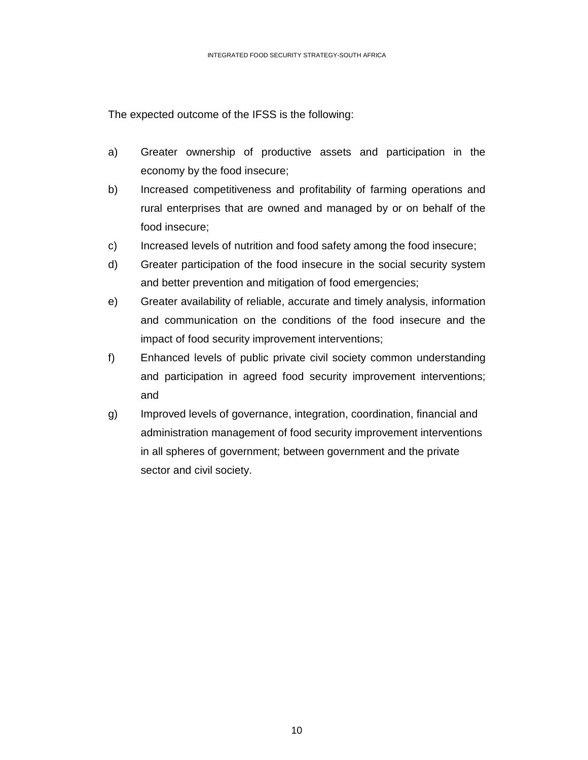The expected outcome of the IFSS is the following:

a) Greater ownership of productive assets and participation in the economy by the food insecure;
b) Increased competitiveness and profitability of farming operations and rural enterprises that are owned and managed by or on behalf of the food insecure;
c) Increased levels of nutrition and food safety among the food insecure;
d) Greater participation of the food insecure in the social security system and better prevention and mitigation of food emergencies;
e) Greater availability of reliable, accurate and timely analysis, information and communication on the conditions of the food insecure and the impact of food security improvement interventions;
f) Enhanced levels of public private civil society common understanding and participation in agreed food security improvement interventions; and
g) Improved levels of governance, integration, coordination, financial and administration management of food security improvement interventions in all spheres of government; between government and the private sector and civil society.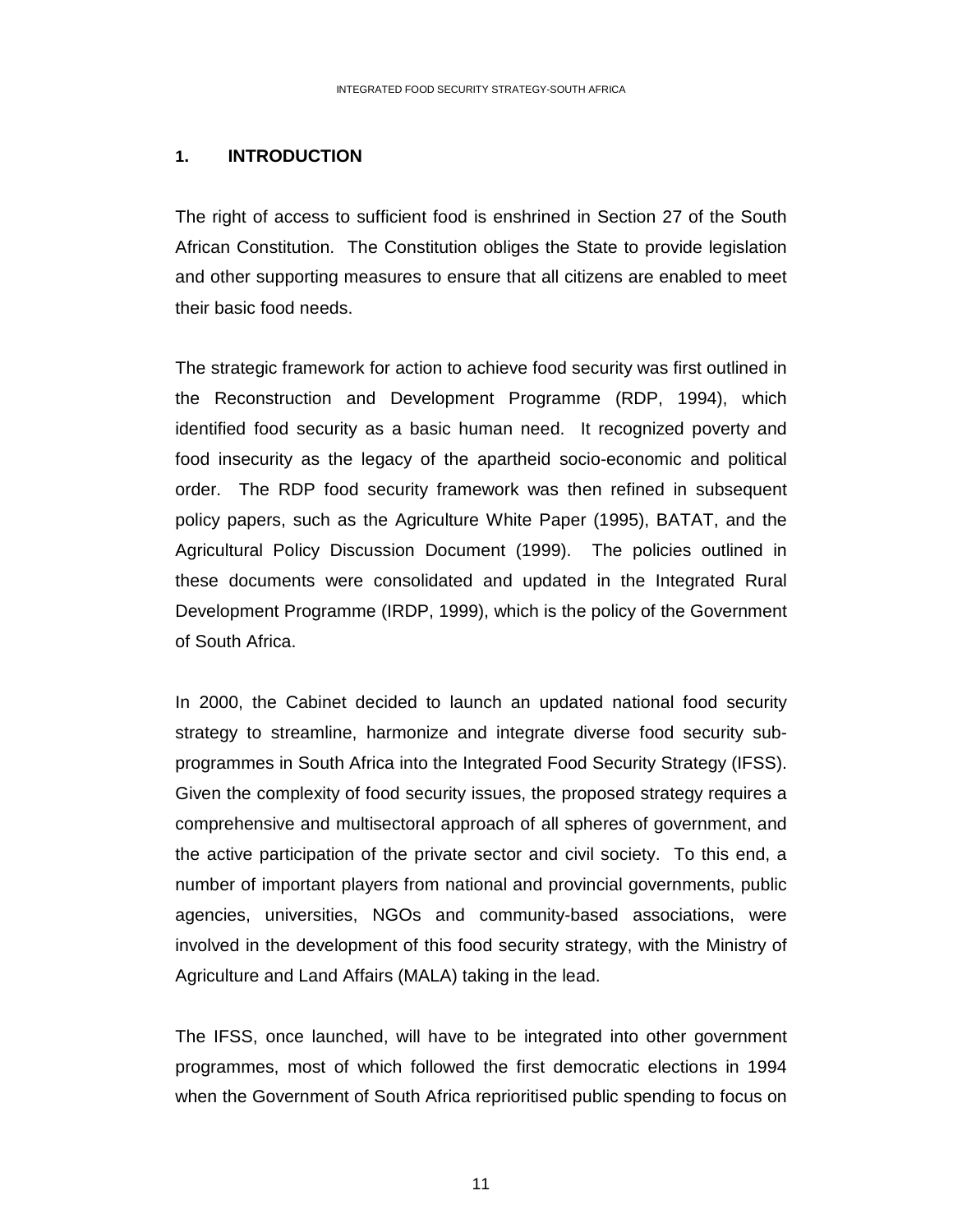# 1. INTRODUCTION

The right of access to sufficient food is enshrined in Section 27 of the South African Constitution. The Constitution obliges the State to provide legislation and other supporting measures to ensure that all citizens are enabled to meet their basic food needs.

The strategic framework for action to achieve food security was first outlined in the Reconstruction and Development Programme (RDP, 1994), which identified food security as a basic human need. It recognized poverty and food insecurity as the legacy of the apartheid socio-economic and political order. The RDP food security framework was then refined in subsequent policy papers, such as the Agriculture White Paper (1995), BATAT, and the Agricultural Policy Discussion Document (1999). The policies outlined in these documents were consolidated and updated in the Integrated Rural Development Programme (IRDP, 1999), which is the policy of the Government of South Africa.

In 2000, the Cabinet decided to launch an updated national food security strategy to streamline, harmonize and integrate diverse food security sub-programmes in South Africa into the Integrated Food Security Strategy (IFSS). Given the complexity of food security issues, the proposed strategy requires a comprehensive and multisectoral approach of all spheres of government, and the active participation of the private sector and civil society. To this end, a number of important players from national and provincial governments, public agencies, universities, NGOs and community-based associations, were involved in the development of this food security strategy, with the Ministry of Agriculture and Land Affairs (MALA) taking in the lead.

The IFSS, once launched, will have to be integrated into other government programmes, most of which followed the first democratic elections in 1994 when the Government of South Africa reprioritised public spending to focus on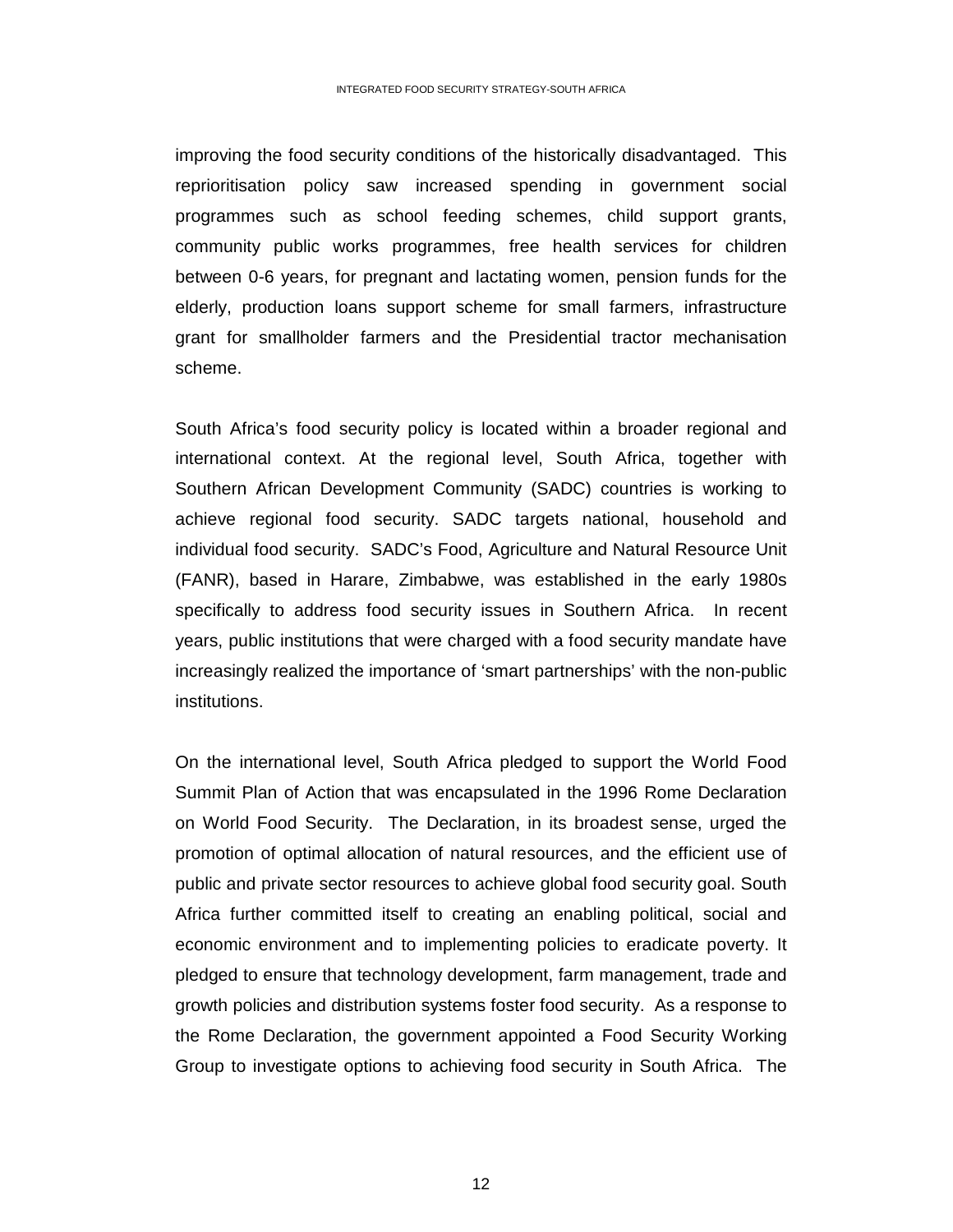improving the food security conditions of the historically disadvantaged. This reprioritisation policy saw increased spending in government social programmes such as school feeding schemes, child support grants, community public works programmes, free health services for children between 0-6 years, for pregnant and lactating women, pension funds for the elderly, production loans support scheme for small farmers, infrastructure grant for smallholder farmers and the Presidential tractor mechanisation scheme.

South Africa's food security policy is located within a broader regional and international context. At the regional level, South Africa, together with Southern African Development Community (SADC) countries is working to achieve regional food security. SADC targets national, household and individual food security. SADC's Food, Agriculture and Natural Resource Unit (FANR), based in Harare, Zimbabwe, was established in the early 1980s specifically to address food security issues in Southern Africa. In recent years, public institutions that were charged with a food security mandate have increasingly realized the importance of 'smart partnerships' with the non-public institutions.

On the international level, South Africa pledged to support the World Food Summit Plan of Action that was encapsulated in the 1996 Rome Declaration on World Food Security. The Declaration, in its broadest sense, urged the promotion of optimal allocation of natural resources, and the efficient use of public and private sector resources to achieve global food security goal. South Africa further committed itself to creating an enabling political, social and economic environment and to implementing policies to eradicate poverty. It pledged to ensure that technology development, farm management, trade and growth policies and distribution systems foster food security. As a response to the Rome Declaration, the government appointed a Food Security Working Group to investigate options to achieving food security in South Africa. The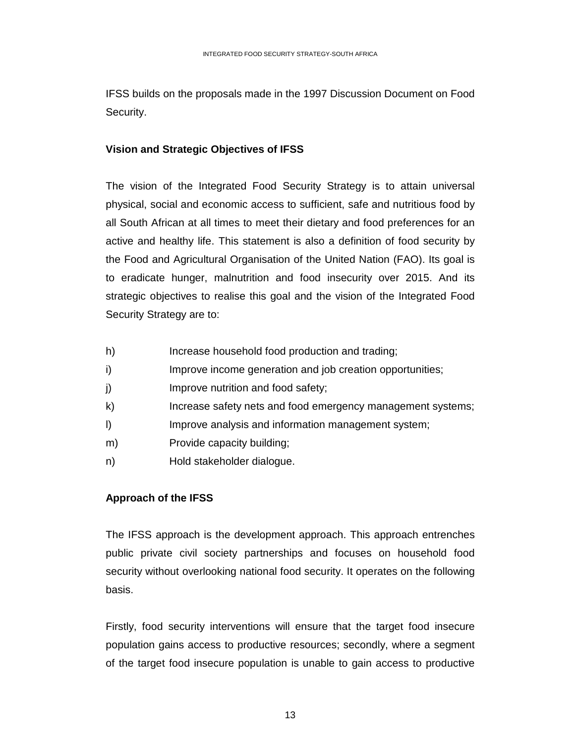IFSS builds on the proposals made in the 1997 Discussion Document on Food Security.

**Vision and Strategic Objectives of IFSS**

The vision of the Integrated Food Security Strategy is to attain universal physical, social and economic access to sufficient, safe and nutritious food by all South African at all times to meet their dietary and food preferences for an active and healthy life. This statement is also a definition of food security by the Food and Agricultural Organisation of the United Nation (FAO). Its goal is to eradicate hunger, malnutrition and food insecurity over 2015. And its strategic objectives to realise this goal and the vision of the Integrated Food Security Strategy are to:

h) Increase household food production and trading;
i) Improve income generation and job creation opportunities;
j) Improve nutrition and food safety;
k) Increase safety nets and food emergency management systems;
l) Improve analysis and information management system;
m) Provide capacity building;
n) Hold stakeholder dialogue.

**Approach of the IFSS**

The IFSS approach is the development approach. This approach entrenches public private civil society partnerships and focuses on household food security without overlooking national food security. It operates on the following basis.

Firstly, food security interventions will ensure that the target food insecure population gains access to productive resources; secondly, where a segment of the target food insecure population is unable to gain access to productive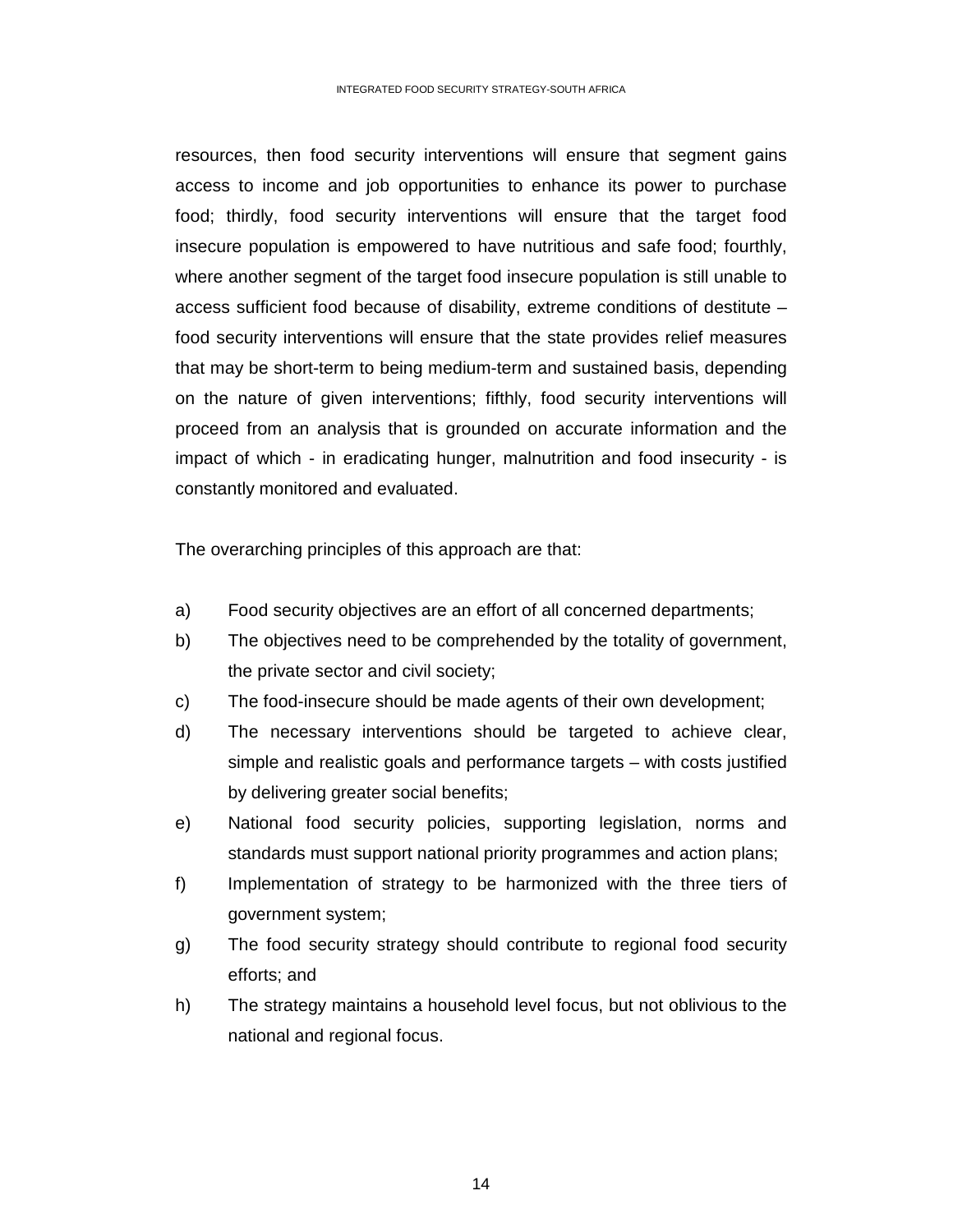resources, then food security interventions will ensure that segment gains access to income and job opportunities to enhance its power to purchase food; thirdly, food security interventions will ensure that the target food insecure population is empowered to have nutritious and safe food; fourthly, where another segment of the target food insecure population is still unable to access sufficient food because of disability, extreme conditions of destitute – food security interventions will ensure that the state provides relief measures that may be short-term to being medium-term and sustained basis, depending on the nature of given interventions; fifthly, food security interventions will proceed from an analysis that is grounded on accurate information and the impact of which - in eradicating hunger, malnutrition and food insecurity - is constantly monitored and evaluated.

The overarching principles of this approach are that:

a) Food security objectives are an effort of all concerned departments;
b) The objectives need to be comprehended by the totality of government, the private sector and civil society;
c) The food-insecure should be made agents of their own development;
d) The necessary interventions should be targeted to achieve clear, simple and realistic goals and performance targets – with costs justified by delivering greater social benefits;
e) National food security policies, supporting legislation, norms and standards must support national priority programmes and action plans;
f) Implementation of strategy to be harmonized with the three tiers of government system;
g) The food security strategy should contribute to regional food security efforts; and
h) The strategy maintains a household level focus, but not oblivious to the national and regional focus.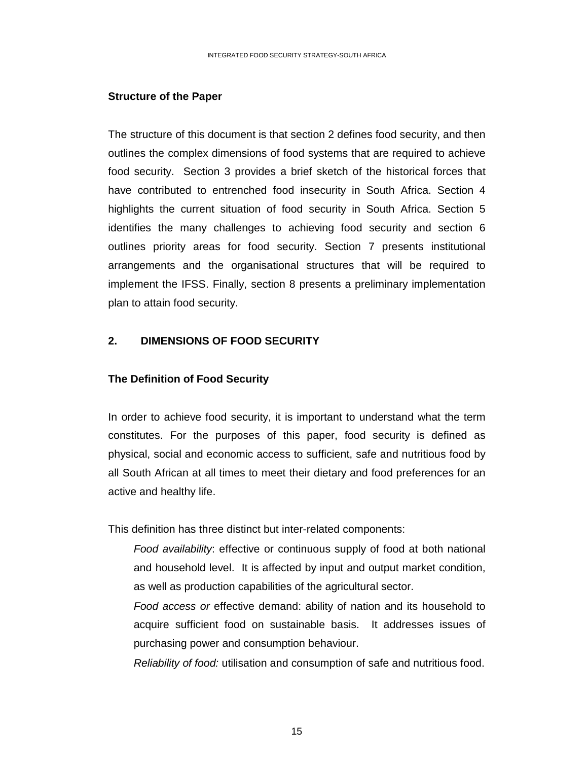**Structure of the Paper**

The structure of this document is that section 2 defines food security, and then outlines the complex dimensions of food systems that are required to achieve food security. Section 3 provides a brief sketch of the historical forces that have contributed to entrenched food insecurity in South Africa. Section 4 highlights the current situation of food security in South Africa. Section 5 identifies the many challenges to achieving food security and section 6 outlines priority areas for food security. Section 7 presents institutional arrangements and the organisational structures that will be required to implement the IFSS. Finally, section 8 presents a preliminary implementation plan to attain food security.

## 2. DIMENSIONS OF FOOD SECURITY

**The Definition of Food Security**

In order to achieve food security, it is important to understand what the term constitutes. For the purposes of this paper, food security is defined as physical, social and economic access to sufficient, safe and nutritious food by all South African at all times to meet their dietary and food preferences for an active and healthy life.

This definition has three distinct but inter-related components:

*Food availability*: effective or continuous supply of food at both national and household level. It is affected by input and output market condition, as well as production capabilities of the agricultural sector.

*Food access or* effective demand: ability of nation and its household to acquire sufficient food on sustainable basis. It addresses issues of purchasing power and consumption behaviour.

*Reliability of food:* utilisation and consumption of safe and nutritious food.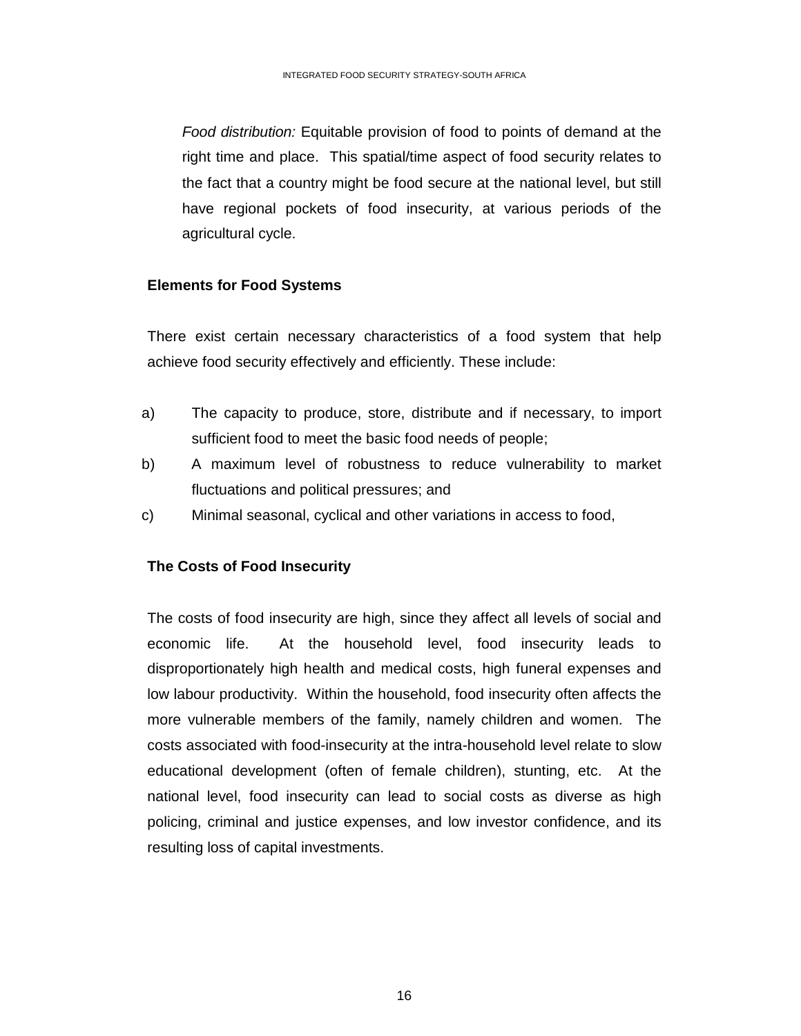*Food distribution:* Equitable provision of food to points of demand at the right time and place. This spatial/time aspect of food security relates to the fact that a country might be food secure at the national level, but still have regional pockets of food insecurity, at various periods of the agricultural cycle.

**Elements for Food Systems**

There exist certain necessary characteristics of a food system that help achieve food security effectively and efficiently. These include:

a) The capacity to produce, store, distribute and if necessary, to import sufficient food to meet the basic food needs of people;
b) A maximum level of robustness to reduce vulnerability to market fluctuations and political pressures; and
c) Minimal seasonal, cyclical and other variations in access to food,

**The Costs of Food Insecurity**

The costs of food insecurity are high, since they affect all levels of social and economic life. At the household level, food insecurity leads to disproportionately high health and medical costs, high funeral expenses and low labour productivity. Within the household, food insecurity often affects the more vulnerable members of the family, namely children and women. The costs associated with food-insecurity at the intra-household level relate to slow educational development (often of female children), stunting, etc. At the national level, food insecurity can lead to social costs as diverse as high policing, criminal and justice expenses, and low investor confidence, and its resulting loss of capital investments.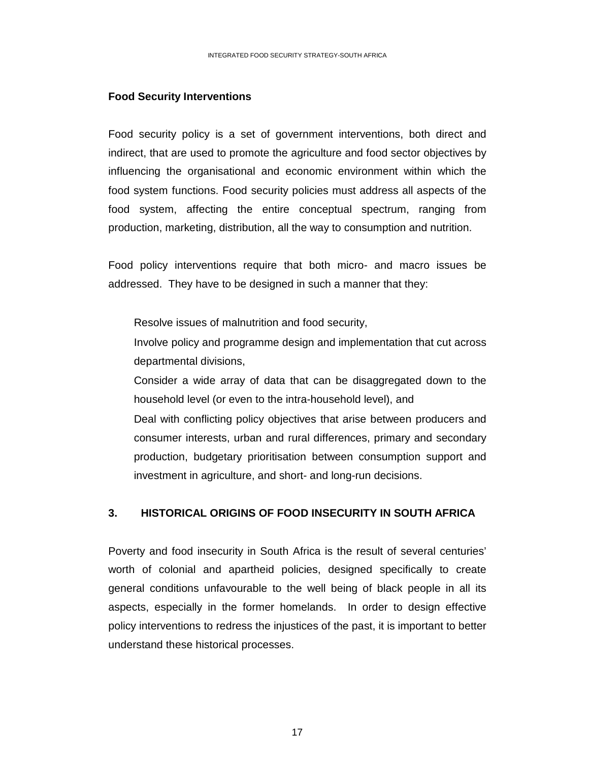**Food Security Interventions**

Food security policy is a set of government interventions, both direct and indirect, that are used to promote the agriculture and food sector objectives by influencing the organisational and economic environment within which the food system functions. Food security policies must address all aspects of the food system, affecting the entire conceptual spectrum, ranging from production, marketing, distribution, all the way to consumption and nutrition.

Food policy interventions require that both micro- and macro issues be addressed. They have to be designed in such a manner that they:

- Resolve issues of malnutrition and food security,
- Involve policy and programme design and implementation that cut across departmental divisions,
- Consider a wide array of data that can be disaggregated down to the household level (or even to the intra-household level), and
- Deal with conflicting policy objectives that arise between producers and consumer interests, urban and rural differences, primary and secondary production, budgetary prioritisation between consumption support and investment in agriculture, and short- and long-run decisions.

## 3. HISTORICAL ORIGINS OF FOOD INSECURITY IN SOUTH AFRICA

Poverty and food insecurity in South Africa is the result of several centuries' worth of colonial and apartheid policies, designed specifically to create general conditions unfavourable to the well being of black people in all its aspects, especially in the former homelands. In order to design effective policy interventions to redress the injustices of the past, it is important to better understand these historical processes.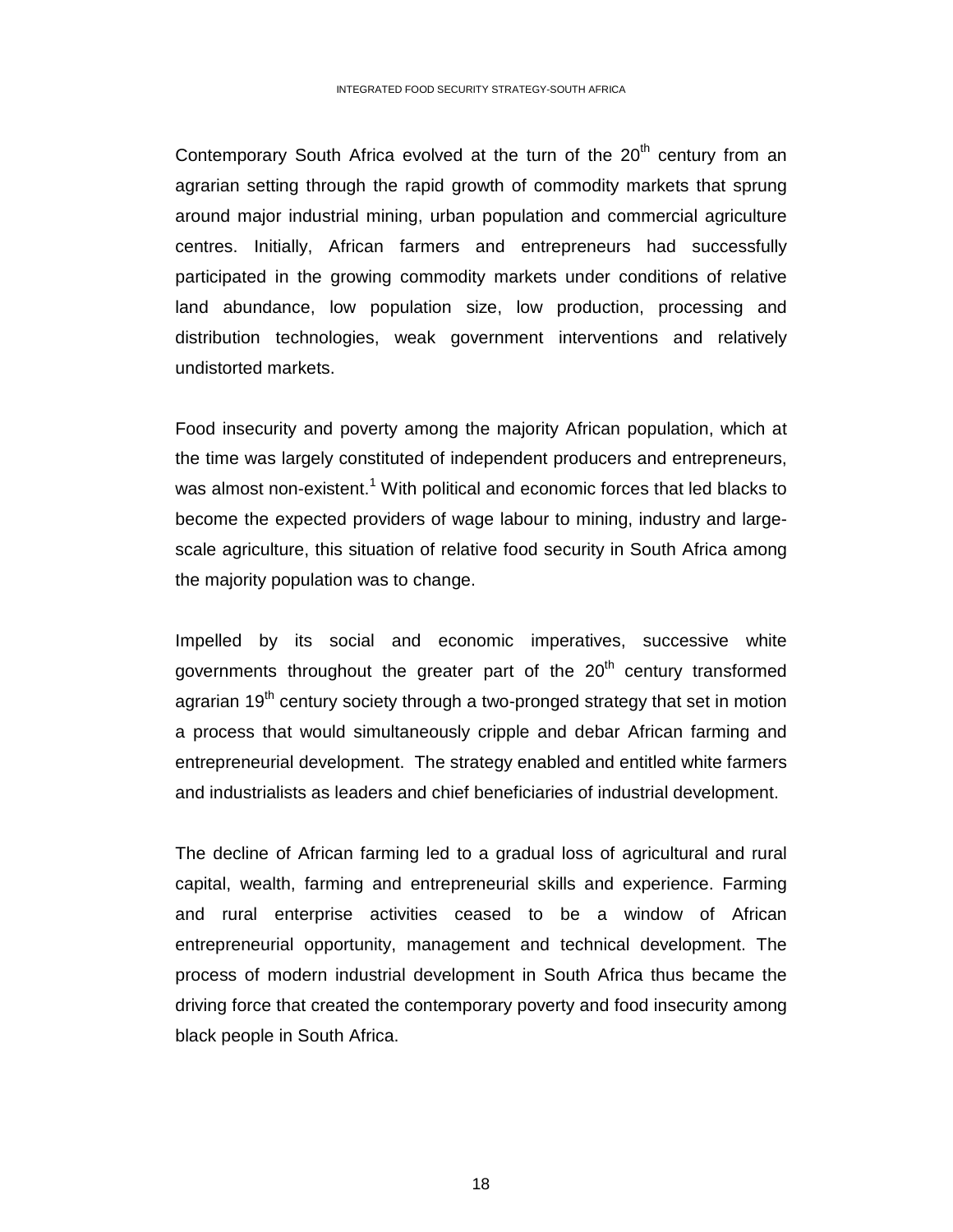Contemporary South Africa evolved at the turn of the 20th century from an agrarian setting through the rapid growth of commodity markets that sprung around major industrial mining, urban population and commercial agriculture centres. Initially, African farmers and entrepreneurs had successfully participated in the growing commodity markets under conditions of relative land abundance, low population size, low production, processing and distribution technologies, weak government interventions and relatively undistorted markets.

Food insecurity and poverty among the majority African population, which at the time was largely constituted of independent producers and entrepreneurs, was almost non-existent.[1] With political and economic forces that led blacks to become the expected providers of wage labour to mining, industry and large-scale agriculture, this situation of relative food security in South Africa among the majority population was to change.

Impelled by its social and economic imperatives, successive white governments throughout the greater part of the 20th century transformed agrarian 19th century society through a two-pronged strategy that set in motion a process that would simultaneously cripple and debar African farming and entrepreneurial development. The strategy enabled and entitled white farmers and industrialists as leaders and chief beneficiaries of industrial development.

The decline of African farming led to a gradual loss of agricultural and rural capital, wealth, farming and entrepreneurial skills and experience. Farming and rural enterprise activities ceased to be a window of African entrepreneurial opportunity, management and technical development. The process of modern industrial development in South Africa thus became the driving force that created the contemporary poverty and food insecurity among black people in South Africa.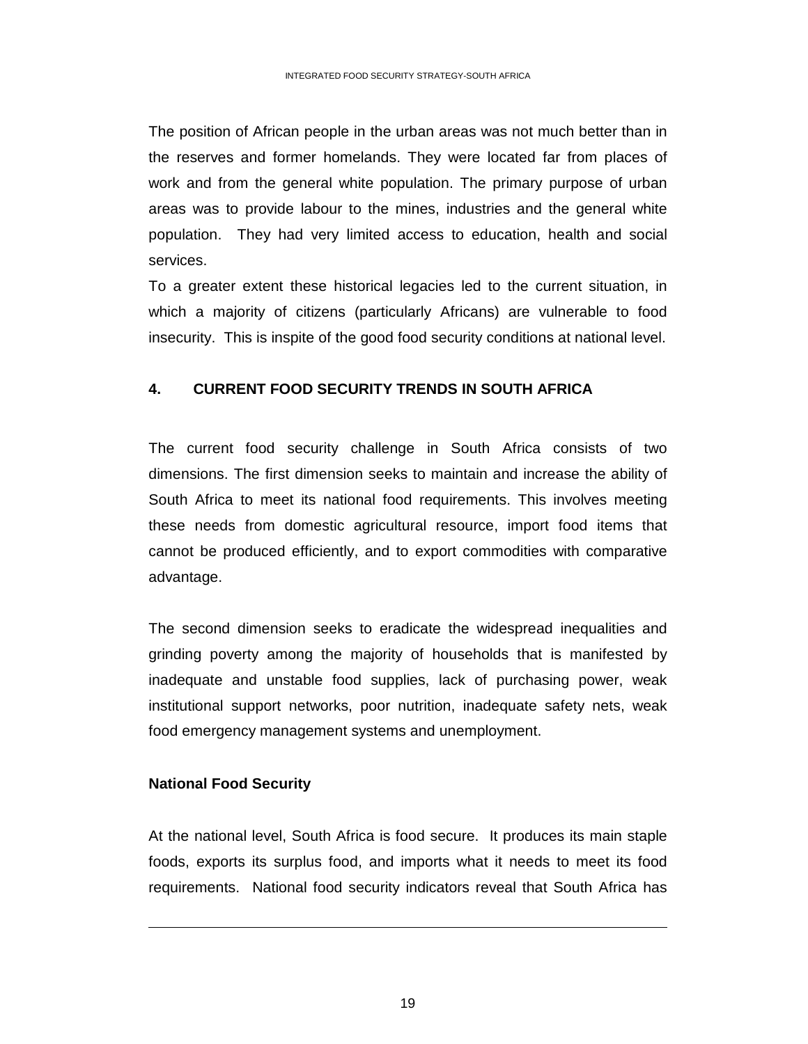The position of African people in the urban areas was not much better than in the reserves and former homelands. They were located far from places of work and from the general white population. The primary purpose of urban areas was to provide labour to the mines, industries and the general white population. They had very limited access to education, health and social services.

To a greater extent these historical legacies led to the current situation, in which a majority of citizens (particularly Africans) are vulnerable to food insecurity. This is inspite of the good food security conditions at national level.

## 4. CURRENT FOOD SECURITY TRENDS IN SOUTH AFRICA

The current food security challenge in South Africa consists of two dimensions. The first dimension seeks to maintain and increase the ability of South Africa to meet its national food requirements. This involves meeting these needs from domestic agricultural resource, import food items that cannot be produced efficiently, and to export commodities with comparative advantage.

The second dimension seeks to eradicate the widespread inequalities and grinding poverty among the majority of households that is manifested by inadequate and unstable food supplies, lack of purchasing power, weak institutional support networks, poor nutrition, inadequate safety nets, weak food emergency management systems and unemployment.

### National Food Security

At the national level, South Africa is food secure. It produces its main staple foods, exports its surplus food, and imports what it needs to meet its food requirements. National food security indicators reveal that South Africa has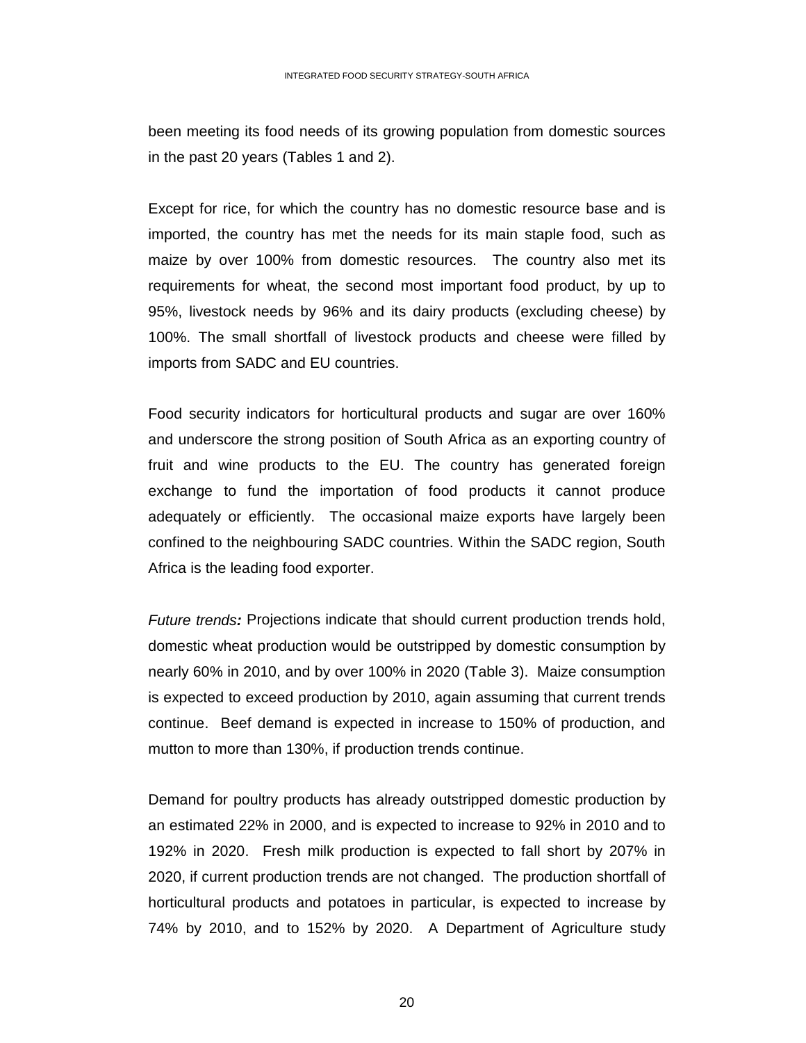been meeting its food needs of its growing population from domestic sources in the past 20 years (Tables 1 and 2).

Except for rice, for which the country has no domestic resource base and is imported, the country has met the needs for its main staple food, such as maize by over 100% from domestic resources. The country also met its requirements for wheat, the second most important food product, by up to 95%, livestock needs by 96% and its dairy products (excluding cheese) by 100%. The small shortfall of livestock products and cheese were filled by imports from SADC and EU countries.

Food security indicators for horticultural products and sugar are over 160% and underscore the strong position of South Africa as an exporting country of fruit and wine products to the EU. The country has generated foreign exchange to fund the importation of food products it cannot produce adequately or efficiently. The occasional maize exports have largely been confined to the neighbouring SADC countries. Within the SADC region, South Africa is the leading food exporter.

*Future trends***:** Projections indicate that should current production trends hold, domestic wheat production would be outstripped by domestic consumption by nearly 60% in 2010, and by over 100% in 2020 (Table 3). Maize consumption is expected to exceed production by 2010, again assuming that current trends continue. Beef demand is expected in increase to 150% of production, and mutton to more than 130%, if production trends continue.

Demand for poultry products has already outstripped domestic production by an estimated 22% in 2000, and is expected to increase to 92% in 2010 and to 192% in 2020. Fresh milk production is expected to fall short by 207% in 2020, if current production trends are not changed. The production shortfall of horticultural products and potatoes in particular, is expected to increase by 74% by 2010, and to 152% by 2020. A Department of Agriculture study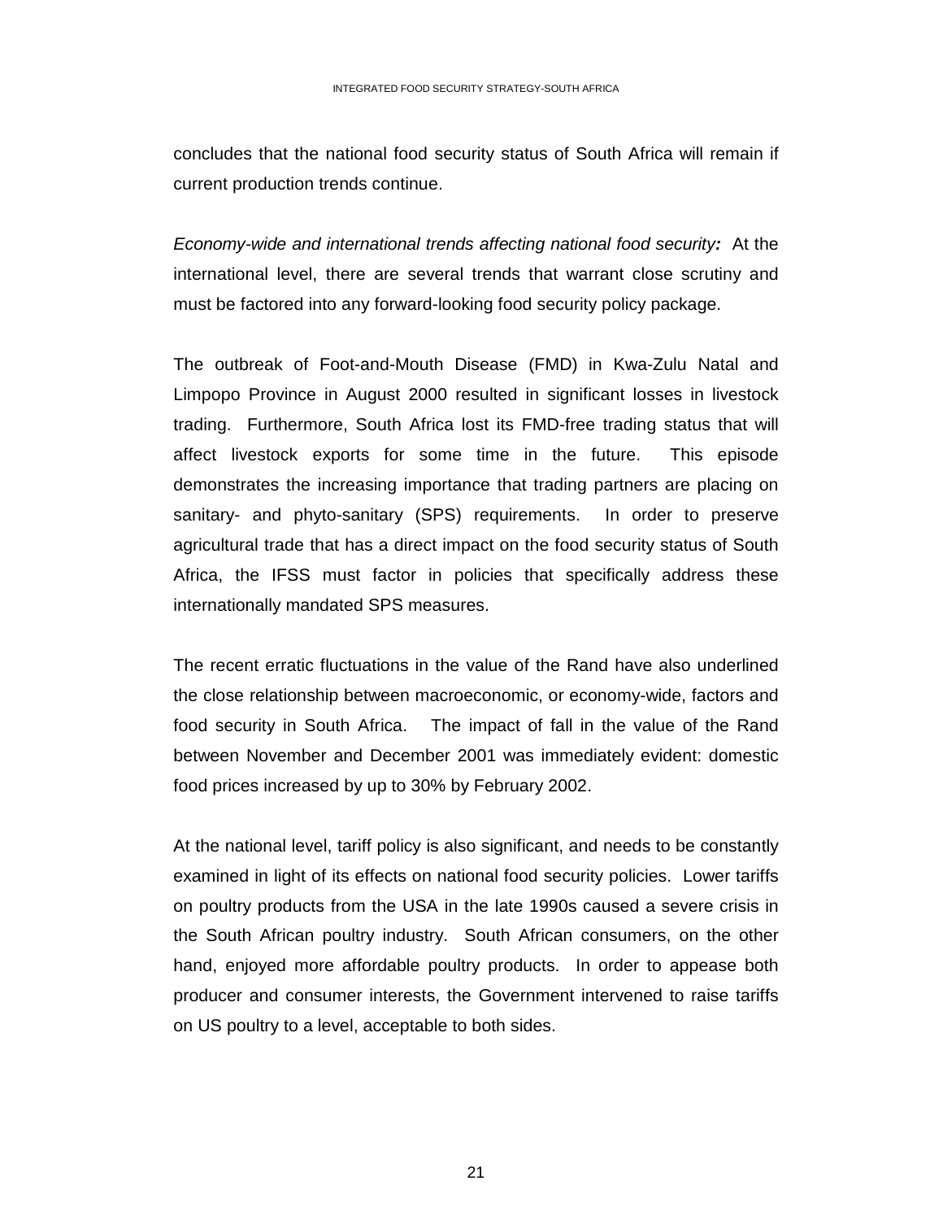concludes that the national food security status of South Africa will remain if current production trends continue.

*Economy-wide and international trends affecting national food security:* At the international level, there are several trends that warrant close scrutiny and must be factored into any forward-looking food security policy package.

The outbreak of Foot-and-Mouth Disease (FMD) in Kwa-Zulu Natal and Limpopo Province in August 2000 resulted in significant losses in livestock trading. Furthermore, South Africa lost its FMD-free trading status that will affect livestock exports for some time in the future. This episode demonstrates the increasing importance that trading partners are placing on sanitary- and phyto-sanitary (SPS) requirements. In order to preserve agricultural trade that has a direct impact on the food security status of South Africa, the IFSS must factor in policies that specifically address these internationally mandated SPS measures.

The recent erratic fluctuations in the value of the Rand have also underlined the close relationship between macroeconomic, or economy-wide, factors and food security in South Africa. The impact of fall in the value of the Rand between November and December 2001 was immediately evident: domestic food prices increased by up to 30% by February 2002.

At the national level, tariff policy is also significant, and needs to be constantly examined in light of its effects on national food security policies. Lower tariffs on poultry products from the USA in the late 1990s caused a severe crisis in the South African poultry industry. South African consumers, on the other hand, enjoyed more affordable poultry products. In order to appease both producer and consumer interests, the Government intervened to raise tariffs on US poultry to a level, acceptable to both sides.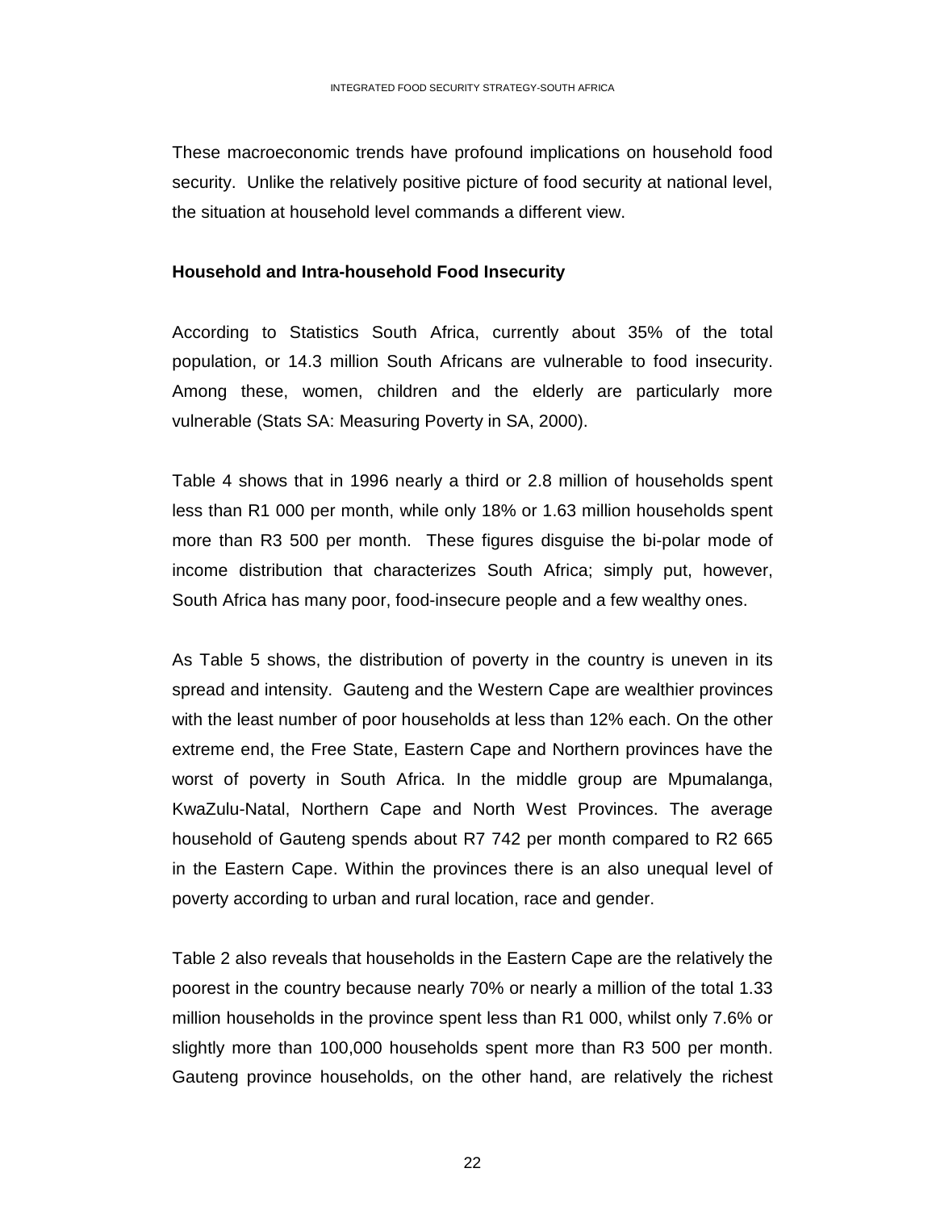These macroeconomic trends have profound implications on household food security. Unlike the relatively positive picture of food security at national level, the situation at household level commands a different view.

### Household and Intra-household Food Insecurity

According to Statistics South Africa, currently about 35% of the total population, or 14.3 million South Africans are vulnerable to food insecurity. Among these, women, children and the elderly are particularly more vulnerable (Stats SA: Measuring Poverty in SA, 2000).

Table 4 shows that in 1996 nearly a third or 2.8 million of households spent less than R1 000 per month, while only 18% or 1.63 million households spent more than R3 500 per month. These figures disguise the bi-polar mode of income distribution that characterizes South Africa; simply put, however, South Africa has many poor, food-insecure people and a few wealthy ones.

As Table 5 shows, the distribution of poverty in the country is uneven in its spread and intensity. Gauteng and the Western Cape are wealthier provinces with the least number of poor households at less than 12% each. On the other extreme end, the Free State, Eastern Cape and Northern provinces have the worst of poverty in South Africa. In the middle group are Mpumalanga, KwaZulu-Natal, Northern Cape and North West Provinces. The average household of Gauteng spends about R7 742 per month compared to R2 665 in the Eastern Cape. Within the provinces there is an also unequal level of poverty according to urban and rural location, race and gender.

Table 2 also reveals that households in the Eastern Cape are the relatively the poorest in the country because nearly 70% or nearly a million of the total 1.33 million households in the province spent less than R1 000, whilst only 7.6% or slightly more than 100,000 households spent more than R3 500 per month. Gauteng province households, on the other hand, are relatively the richest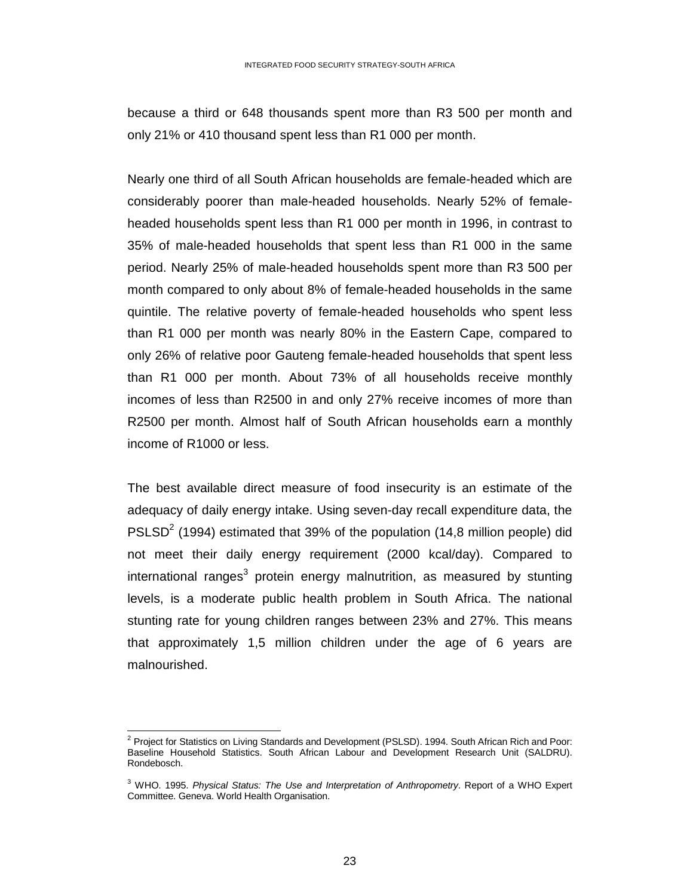because a third or 648 thousands spent more than R3 500 per month and only 21% or 410 thousand spent less than R1 000 per month.

Nearly one third of all South African households are female-headed which are considerably poorer than male-headed households. Nearly 52% of female-headed households spent less than R1 000 per month in 1996, in contrast to 35% of male-headed households that spent less than R1 000 in the same period. Nearly 25% of male-headed households spent more than R3 500 per month compared to only about 8% of female-headed households in the same quintile. The relative poverty of female-headed households who spent less than R1 000 per month was nearly 80% in the Eastern Cape, compared to only 26% of relative poor Gauteng female-headed households that spent less than R1 000 per month. About 73% of all households receive monthly incomes of less than R2500 in and only 27% receive incomes of more than R2500 per month. Almost half of South African households earn a monthly income of R1000 or less.

The best available direct measure of food insecurity is an estimate of the adequacy of daily energy intake. Using seven-day recall expenditure data, the PSLSD[2] (1994) estimated that 39% of the population (14,8 million people) did not meet their daily energy requirement (2000 kcal/day). Compared to international ranges[3] protein energy malnutrition, as measured by stunting levels, is a moderate public health problem in South Africa. The national stunting rate for young children ranges between 23% and 27%. This means that approximately 1,5 million children under the age of 6 years are malnourished.

---

[2] Project for Statistics on Living Standards and Development (PSLSD). 1994. South African Rich and Poor: Baseline Household Statistics. South African Labour and Development Research Unit (SALDRU). Rondebosch.

[3] WHO. 1995. *Physical Status: The Use and Interpretation of Anthropometry*. Report of a WHO Expert Committee. Geneva. World Health Organisation.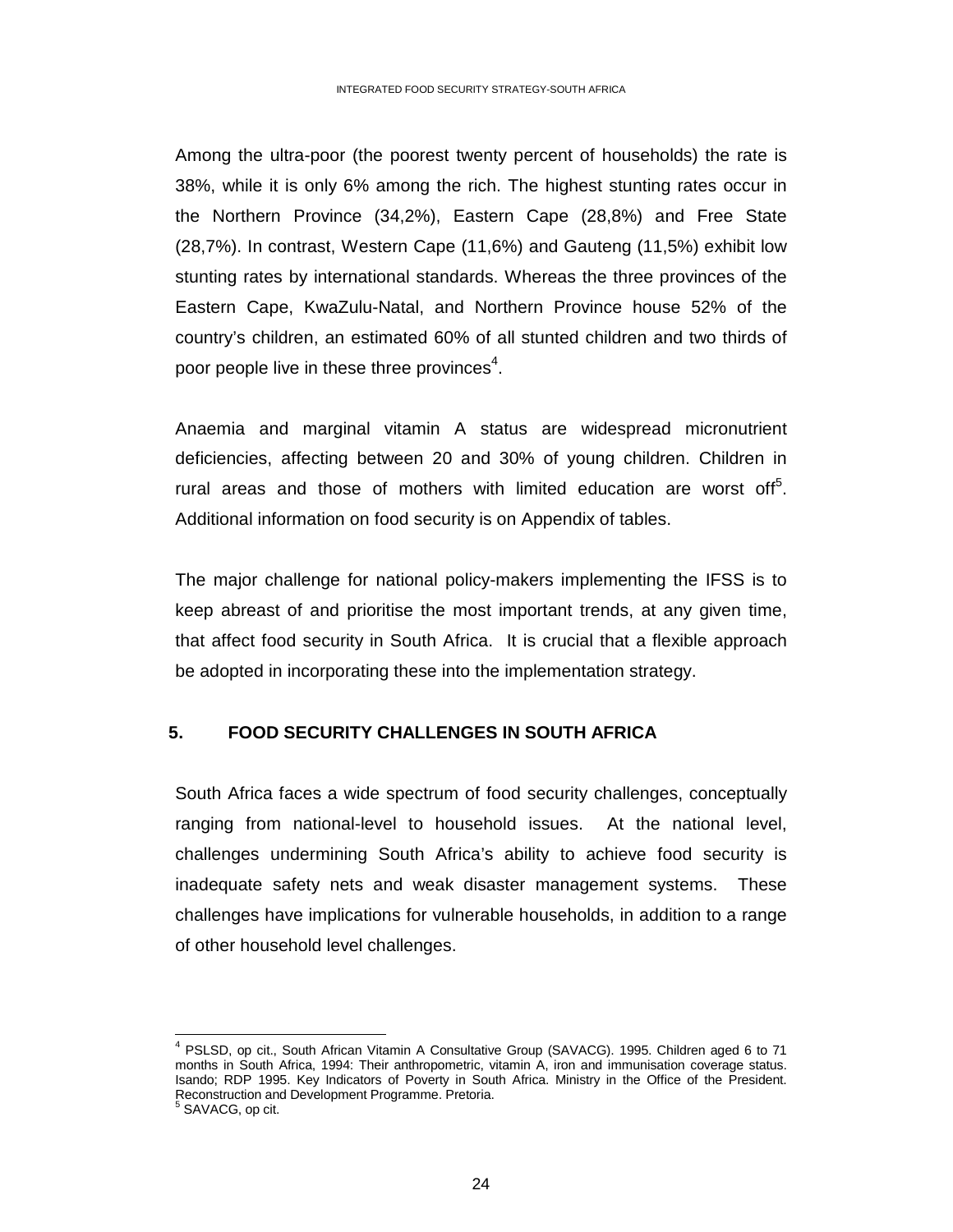Among the ultra-poor (the poorest twenty percent of households) the rate is 38%, while it is only 6% among the rich. The highest stunting rates occur in the Northern Province (34,2%), Eastern Cape (28,8%) and Free State (28,7%). In contrast, Western Cape (11,6%) and Gauteng (11,5%) exhibit low stunting rates by international standards. Whereas the three provinces of the Eastern Cape, KwaZulu-Natal, and Northern Province house 52% of the country's children, an estimated 60% of all stunted children and two thirds of poor people live in these three provinces[4].

Anaemia and marginal vitamin A status are widespread micronutrient deficiencies, affecting between 20 and 30% of young children. Children in rural areas and those of mothers with limited education are worst off[5]. Additional information on food security is on Appendix of tables.

The major challenge for national policy-makers implementing the IFSS is to keep abreast of and prioritise the most important trends, at any given time, that affect food security in South Africa. It is crucial that a flexible approach be adopted in incorporating these into the implementation strategy.

## 5. FOOD SECURITY CHALLENGES IN SOUTH AFRICA

South Africa faces a wide spectrum of food security challenges, conceptually ranging from national-level to household issues. At the national level, challenges undermining South Africa's ability to achieve food security is inadequate safety nets and weak disaster management systems. These challenges have implications for vulnerable households, in addition to a range of other household level challenges.

---

[4] PSLSD, op cit., South African Vitamin A Consultative Group (SAVACG). 1995. Children aged 6 to 71 months in South Africa, 1994: Their anthropometric, vitamin A, iron and immunisation coverage status. Isando; RDP 1995. Key Indicators of Poverty in South Africa. Ministry in the Office of the President. Reconstruction and Development Programme. Pretoria.

[5] SAVACG, op cit.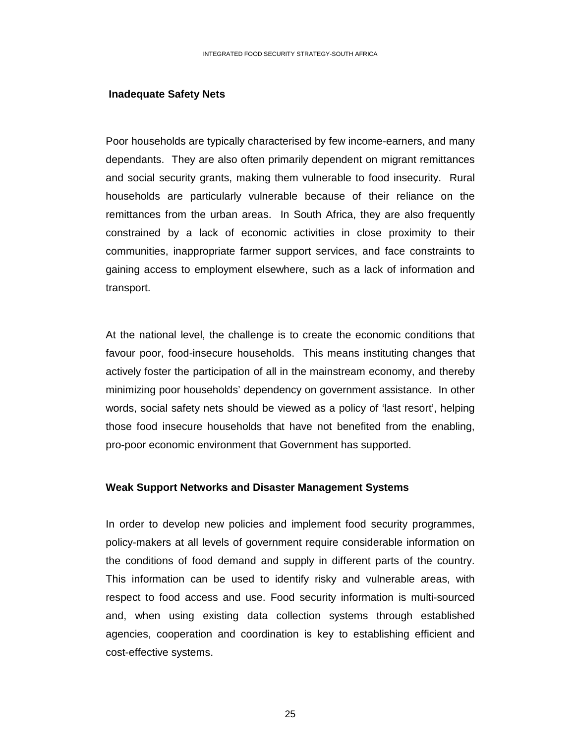**Inadequate Safety Nets**

Poor households are typically characterised by few income-earners, and many dependants. They are also often primarily dependent on migrant remittances and social security grants, making them vulnerable to food insecurity. Rural households are particularly vulnerable because of their reliance on the remittances from the urban areas. In South Africa, they are also frequently constrained by a lack of economic activities in close proximity to their communities, inappropriate farmer support services, and face constraints to gaining access to employment elsewhere, such as a lack of information and transport.

At the national level, the challenge is to create the economic conditions that favour poor, food-insecure households. This means instituting changes that actively foster the participation of all in the mainstream economy, and thereby minimizing poor households' dependency on government assistance. In other words, social safety nets should be viewed as a policy of 'last resort', helping those food insecure households that have not benefited from the enabling, pro-poor economic environment that Government has supported.

**Weak Support Networks and Disaster Management Systems**

In order to develop new policies and implement food security programmes, policy-makers at all levels of government require considerable information on the conditions of food demand and supply in different parts of the country. This information can be used to identify risky and vulnerable areas, with respect to food access and use. Food security information is multi-sourced and, when using existing data collection systems through established agencies, cooperation and coordination is key to establishing efficient and cost-effective systems.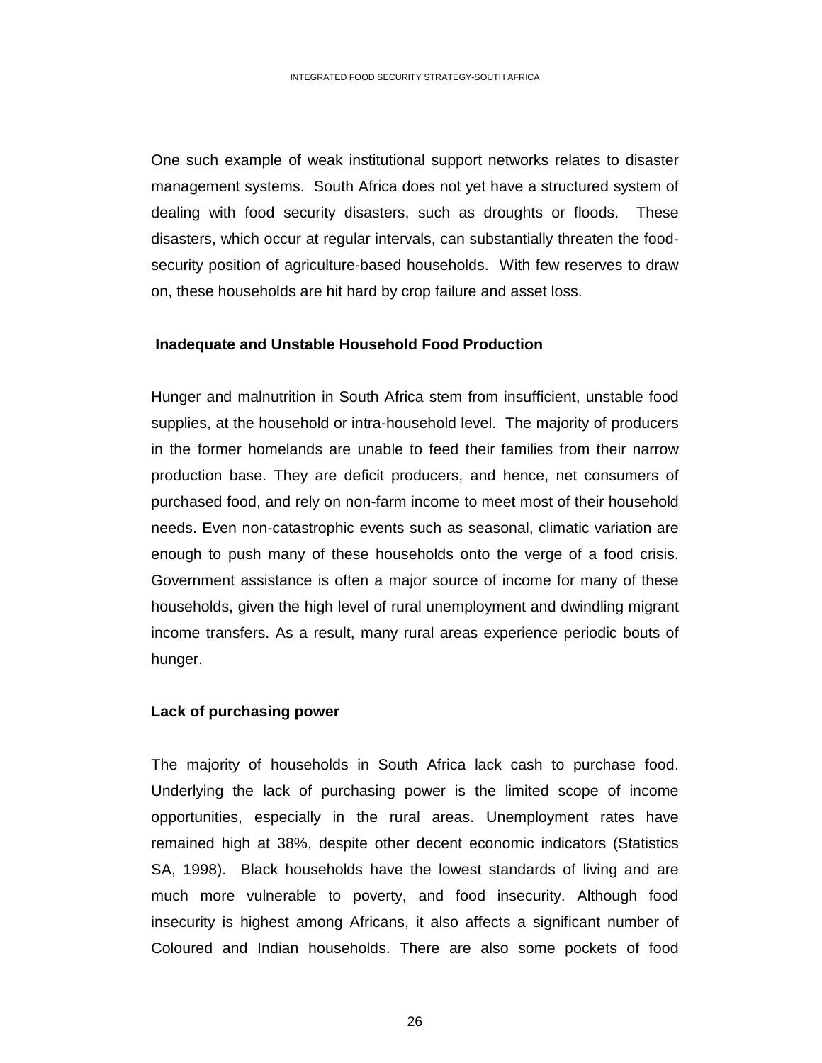One such example of weak institutional support networks relates to disaster management systems. South Africa does not yet have a structured system of dealing with food security disasters, such as droughts or floods. These disasters, which occur at regular intervals, can substantially threaten the food-security position of agriculture-based households. With few reserves to draw on, these households are hit hard by crop failure and asset loss.

**Inadequate and Unstable Household Food Production**

Hunger and malnutrition in South Africa stem from insufficient, unstable food supplies, at the household or intra-household level. The majority of producers in the former homelands are unable to feed their families from their narrow production base. They are deficit producers, and hence, net consumers of purchased food, and rely on non-farm income to meet most of their household needs. Even non-catastrophic events such as seasonal, climatic variation are enough to push many of these households onto the verge of a food crisis. Government assistance is often a major source of income for many of these households, given the high level of rural unemployment and dwindling migrant income transfers. As a result, many rural areas experience periodic bouts of hunger.

**Lack of purchasing power**

The majority of households in South Africa lack cash to purchase food. Underlying the lack of purchasing power is the limited scope of income opportunities, especially in the rural areas. Unemployment rates have remained high at 38%, despite other decent economic indicators (Statistics SA, 1998). Black households have the lowest standards of living and are much more vulnerable to poverty, and food insecurity. Although food insecurity is highest among Africans, it also affects a significant number of Coloured and Indian households. There are also some pockets of food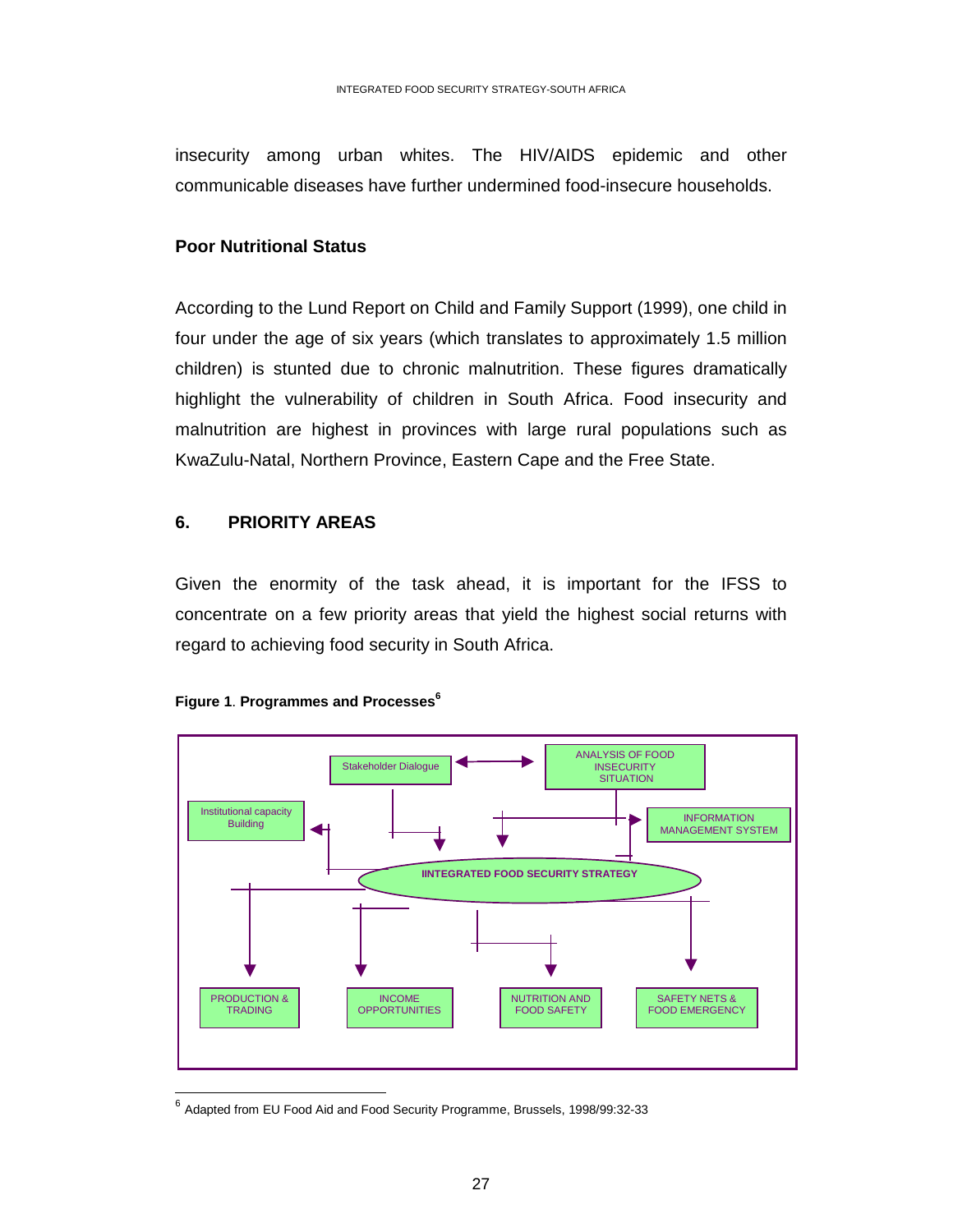insecurity among urban whites. The HIV/AIDS epidemic and other communicable diseases have further undermined food-insecure households.

**Poor Nutritional Status**

According to the Lund Report on Child and Family Support (1999), one child in four under the age of six years (which translates to approximately 1.5 million children) is stunted due to chronic malnutrition. These figures dramatically highlight the vulnerability of children in South Africa. Food insecurity and malnutrition are highest in provinces with large rural populations such as KwaZulu-Natal, Northern Province, Eastern Cape and the Free State.

## 6. PRIORITY AREAS

Given the enormity of the task ahead, it is important for the IFSS to concentrate on a few priority areas that yield the highest social returns with regard to achieving food security in South Africa.

**Figure 1**. **Programmes and Processes**[6]

Stakeholder Dialogue

ANALYSIS OF FOOD INSECURITY SITUATION

Institutional capacity Building

INFORMATION MANAGEMENT SYSTEM

IINTEGRATED FOOD SECURITY STRATEGY

PRODUCTION & TRADING

INCOME OPPORTUNITIES

NUTRITION AND FOOD SAFETY

SAFETY NETS & FOOD EMERGENCY

---

[6] Adapted from EU Food Aid and Food Security Programme, Brussels, 1998/99:32-33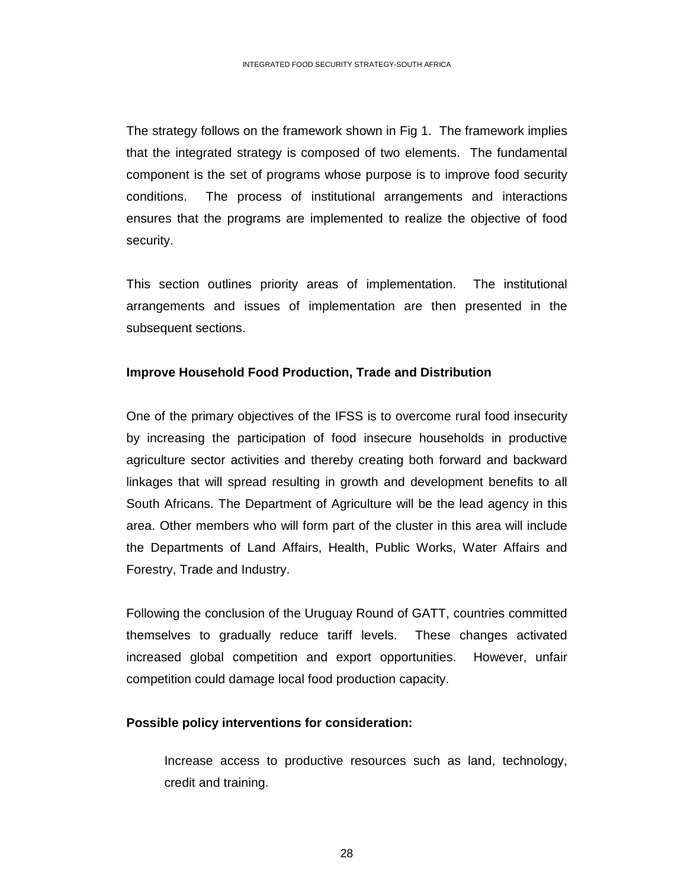The strategy follows on the framework shown in Fig 1. The framework implies that the integrated strategy is composed of two elements. The fundamental component is the set of programs whose purpose is to improve food security conditions. The process of institutional arrangements and interactions ensures that the programs are implemented to realize the objective of food security.

This section outlines priority areas of implementation. The institutional arrangements and issues of implementation are then presented in the subsequent sections.

**Improve Household Food Production, Trade and Distribution**

One of the primary objectives of the IFSS is to overcome rural food insecurity by increasing the participation of food insecure households in productive agriculture sector activities and thereby creating both forward and backward linkages that will spread resulting in growth and development benefits to all South Africans. The Department of Agriculture will be the lead agency in this area. Other members who will form part of the cluster in this area will include the Departments of Land Affairs, Health, Public Works, Water Affairs and Forestry, Trade and Industry.

Following the conclusion of the Uruguay Round of GATT, countries committed themselves to gradually reduce tariff levels. These changes activated increased global competition and export opportunities. However, unfair competition could damage local food production capacity.

**Possible policy interventions for consideration:**

- Increase access to productive resources such as land, technology, credit and training.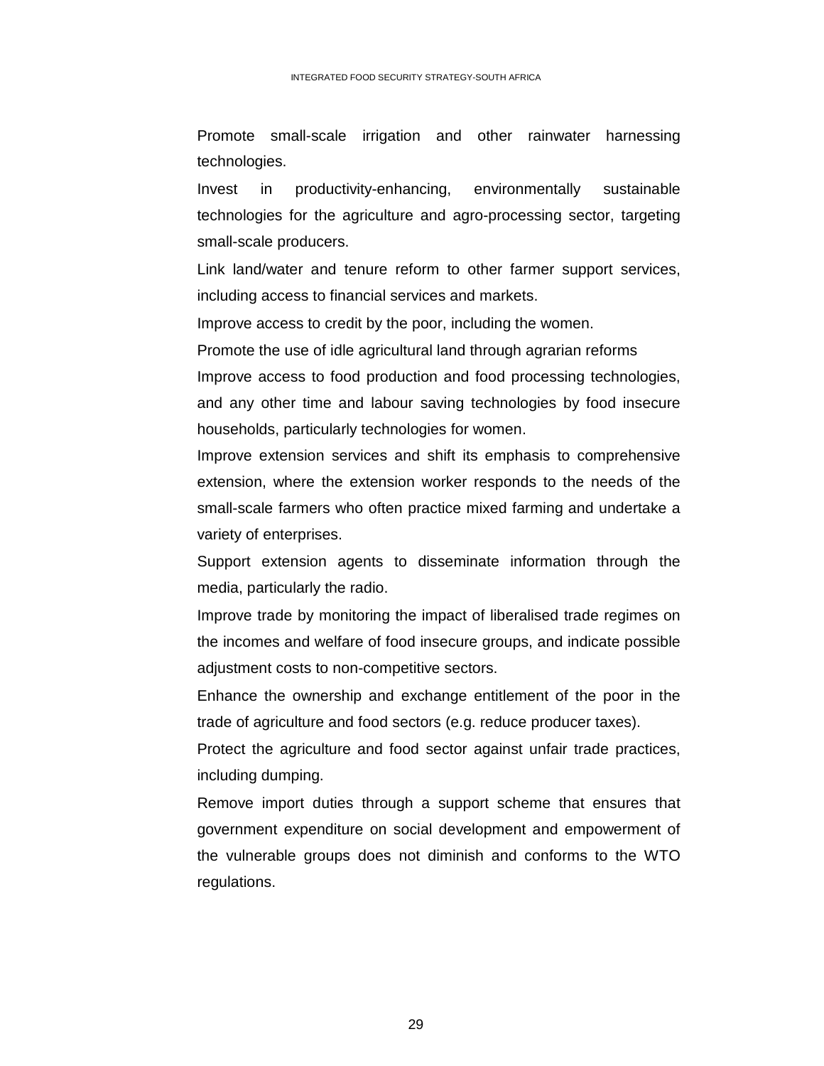Promote small-scale irrigation and other rainwater harnessing technologies.

Invest in productivity-enhancing, environmentally sustainable technologies for the agriculture and agro-processing sector, targeting small-scale producers.

Link land/water and tenure reform to other farmer support services, including access to financial services and markets.

Improve access to credit by the poor, including the women.

Promote the use of idle agricultural land through agrarian reforms

Improve access to food production and food processing technologies, and any other time and labour saving technologies by food insecure households, particularly technologies for women.

Improve extension services and shift its emphasis to comprehensive extension, where the extension worker responds to the needs of the small-scale farmers who often practice mixed farming and undertake a variety of enterprises.

Support extension agents to disseminate information through the media, particularly the radio.

Improve trade by monitoring the impact of liberalised trade regimes on the incomes and welfare of food insecure groups, and indicate possible adjustment costs to non-competitive sectors.

Enhance the ownership and exchange entitlement of the poor in the trade of agriculture and food sectors (e.g. reduce producer taxes).

Protect the agriculture and food sector against unfair trade practices, including dumping.

Remove import duties through a support scheme that ensures that government expenditure on social development and empowerment of the vulnerable groups does not diminish and conforms to the WTO regulations.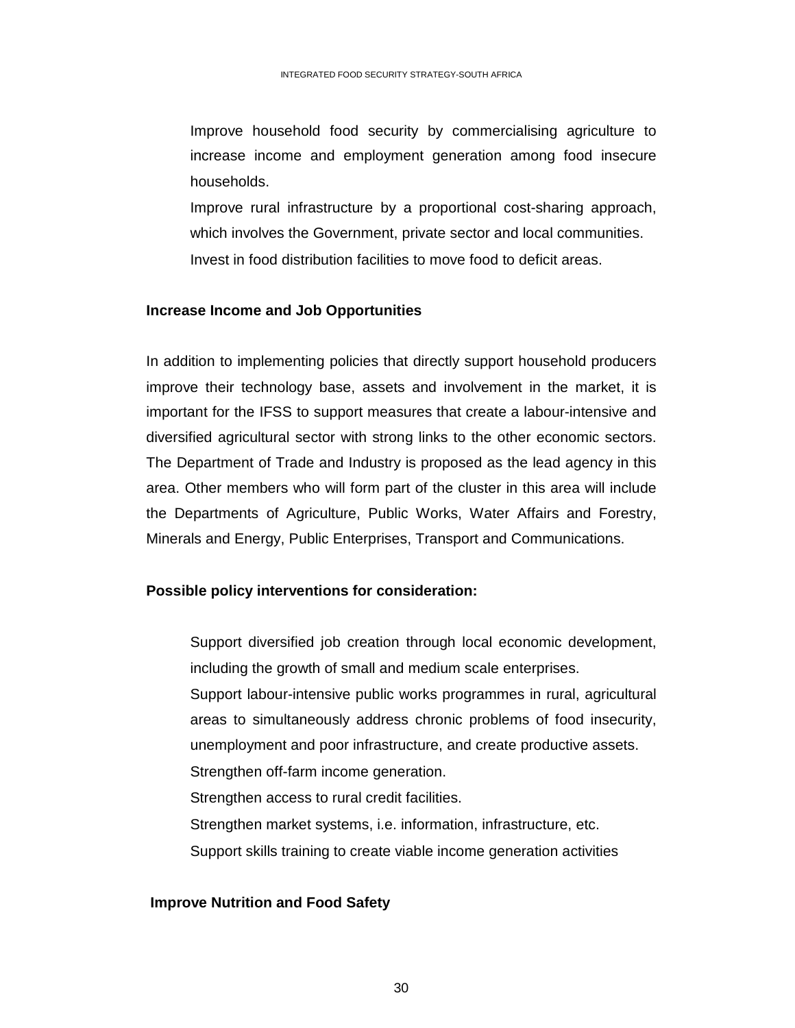- Improve household food security by commercialising agriculture to increase income and employment generation among food insecure households.
- Improve rural infrastructure by a proportional cost-sharing approach, which involves the Government, private sector and local communities.
- Invest in food distribution facilities to move food to deficit areas.

**Increase Income and Job Opportunities**

In addition to implementing policies that directly support household producers improve their technology base, assets and involvement in the market, it is important for the IFSS to support measures that create a labour-intensive and diversified agricultural sector with strong links to the other economic sectors. The Department of Trade and Industry is proposed as the lead agency in this area. Other members who will form part of the cluster in this area will include the Departments of Agriculture, Public Works, Water Affairs and Forestry, Minerals and Energy, Public Enterprises, Transport and Communications.

**Possible policy interventions for consideration:**

- Support diversified job creation through local economic development, including the growth of small and medium scale enterprises.
- Support labour-intensive public works programmes in rural, agricultural areas to simultaneously address chronic problems of food insecurity, unemployment and poor infrastructure, and create productive assets.
- Strengthen off-farm income generation.
- Strengthen access to rural credit facilities.
- Strengthen market systems, i.e. information, infrastructure, etc.
- Support skills training to create viable income generation activities

**Improve Nutrition and Food Safety**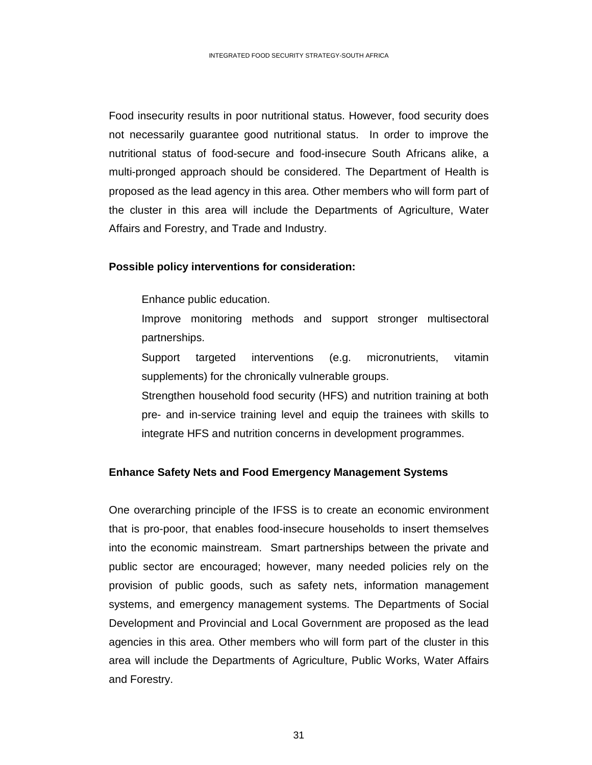Food insecurity results in poor nutritional status. However, food security does not necessarily guarantee good nutritional status. In order to improve the nutritional status of food-secure and food-insecure South Africans alike, a multi-pronged approach should be considered. The Department of Health is proposed as the lead agency in this area. Other members who will form part of the cluster in this area will include the Departments of Agriculture, Water Affairs and Forestry, and Trade and Industry.

**Possible policy interventions for consideration:**

- Enhance public education.
- Improve monitoring methods and support stronger multisectoral partnerships.
- Support targeted interventions (e.g. micronutrients, vitamin supplements) for the chronically vulnerable groups.
- Strengthen household food security (HFS) and nutrition training at both pre- and in-service training level and equip the trainees with skills to integrate HFS and nutrition concerns in development programmes.

**Enhance Safety Nets and Food Emergency Management Systems**

One overarching principle of the IFSS is to create an economic environment that is pro-poor, that enables food-insecure households to insert themselves into the economic mainstream. Smart partnerships between the private and public sector are encouraged; however, many needed policies rely on the provision of public goods, such as safety nets, information management systems, and emergency management systems. The Departments of Social Development and Provincial and Local Government are proposed as the lead agencies in this area. Other members who will form part of the cluster in this area will include the Departments of Agriculture, Public Works, Water Affairs and Forestry.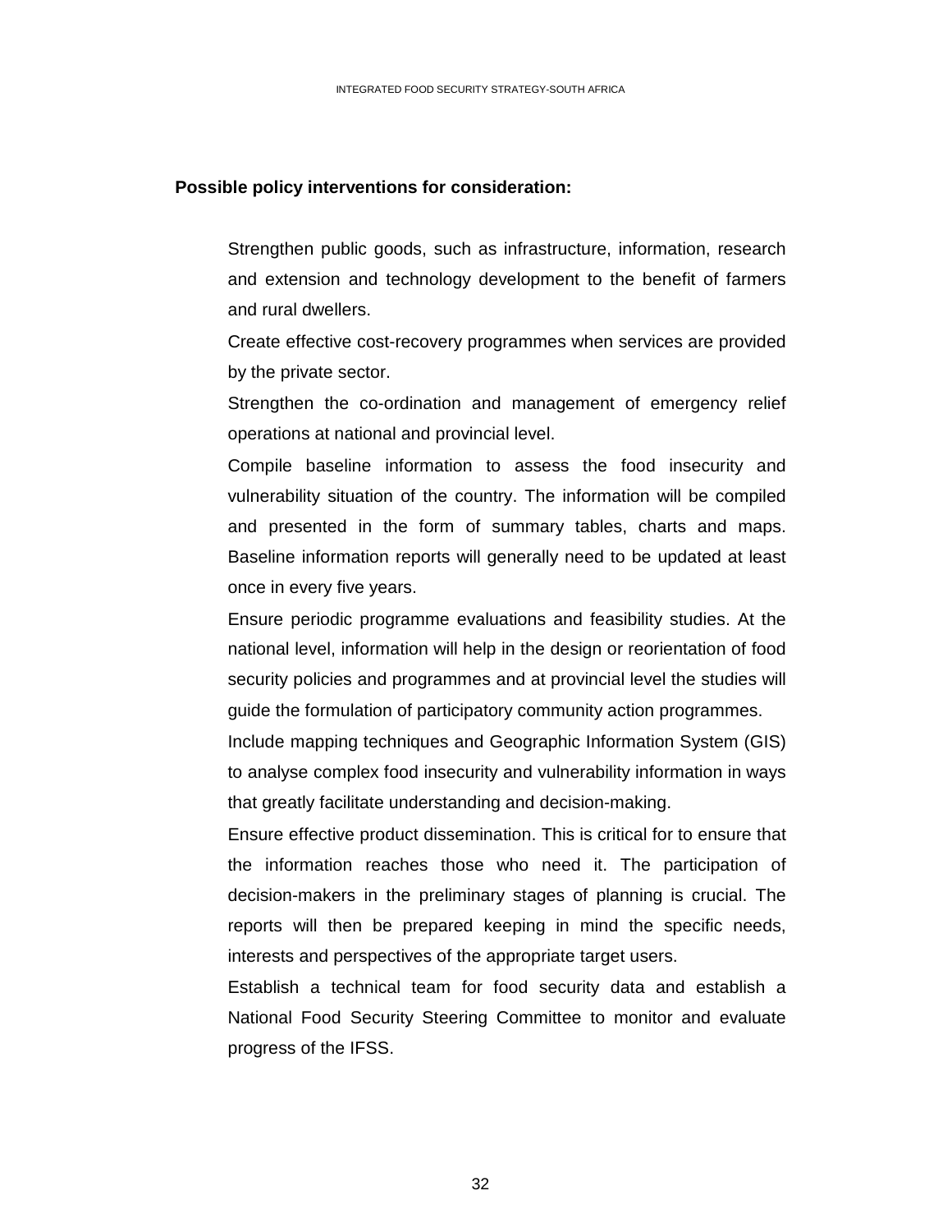**Possible policy interventions for consideration:**

- Strengthen public goods, such as infrastructure, information, research and extension and technology development to the benefit of farmers and rural dwellers.
- Create effective cost-recovery programmes when services are provided by the private sector.
- Strengthen the co-ordination and management of emergency relief operations at national and provincial level.
- Compile baseline information to assess the food insecurity and vulnerability situation of the country. The information will be compiled and presented in the form of summary tables, charts and maps. Baseline information reports will generally need to be updated at least once in every five years.
- Ensure periodic programme evaluations and feasibility studies. At the national level, information will help in the design or reorientation of food security policies and programmes and at provincial level the studies will guide the formulation of participatory community action programmes.
- Include mapping techniques and Geographic Information System (GIS) to analyse complex food insecurity and vulnerability information in ways that greatly facilitate understanding and decision-making.
- Ensure effective product dissemination. This is critical for to ensure that the information reaches those who need it. The participation of decision-makers in the preliminary stages of planning is crucial. The reports will then be prepared keeping in mind the specific needs, interests and perspectives of the appropriate target users.
- Establish a technical team for food security data and establish a National Food Security Steering Committee to monitor and evaluate progress of the IFSS.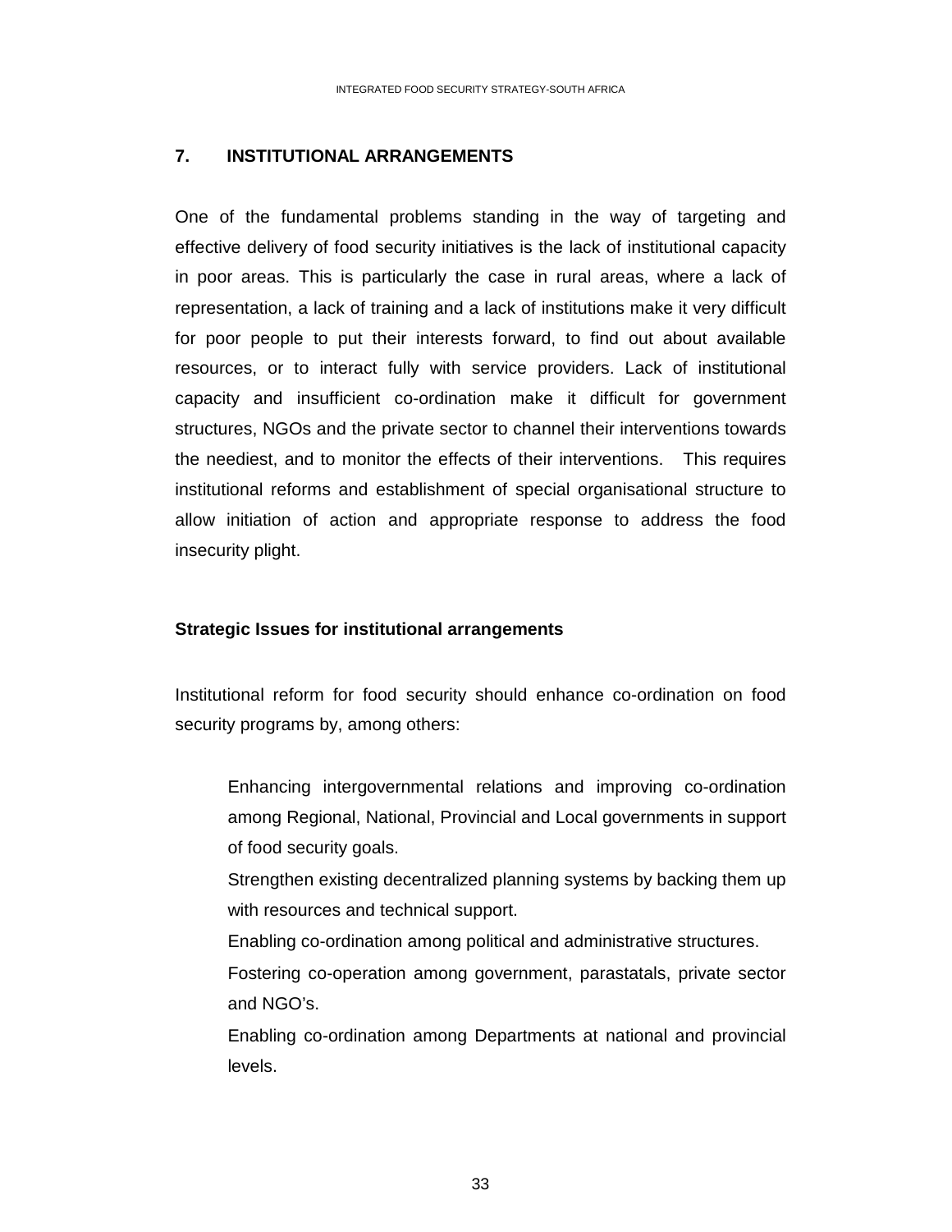## 7. INSTITUTIONAL ARRANGEMENTS

One of the fundamental problems standing in the way of targeting and effective delivery of food security initiatives is the lack of institutional capacity in poor areas. This is particularly the case in rural areas, where a lack of representation, a lack of training and a lack of institutions make it very difficult for poor people to put their interests forward, to find out about available resources, or to interact fully with service providers. Lack of institutional capacity and insufficient co-ordination make it difficult for government structures, NGOs and the private sector to channel their interventions towards the neediest, and to monitor the effects of their interventions. This requires institutional reforms and establishment of special organisational structure to allow initiation of action and appropriate response to address the food insecurity plight.

**Strategic Issues for institutional arrangements**

Institutional reform for food security should enhance co-ordination on food security programs by, among others:

- Enhancing intergovernmental relations and improving co-ordination among Regional, National, Provincial and Local governments in support of food security goals.
- Strengthen existing decentralized planning systems by backing them up with resources and technical support.
- Enabling co-ordination among political and administrative structures.
- Fostering co-operation among government, parastatals, private sector and NGO's.
- Enabling co-ordination among Departments at national and provincial levels.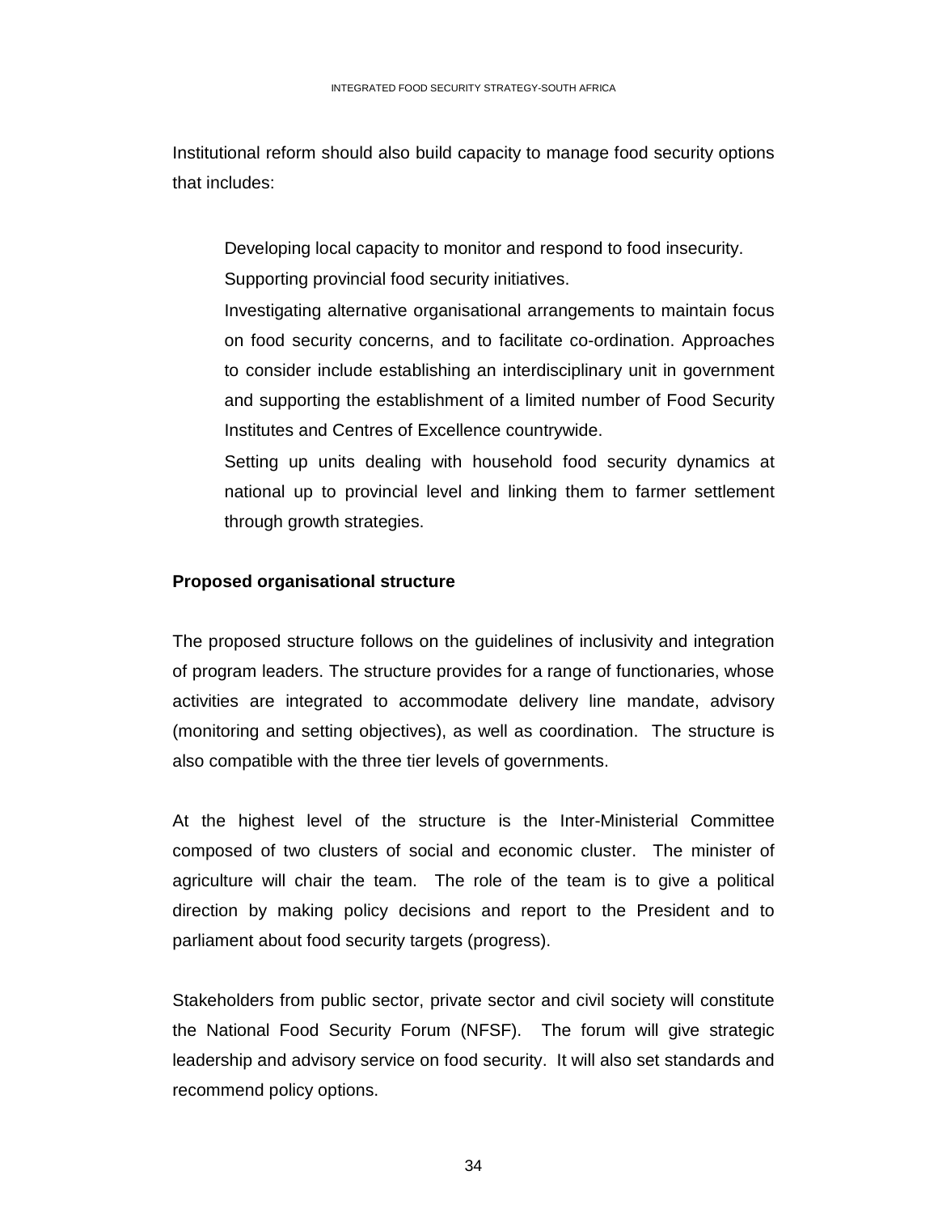Institutional reform should also build capacity to manage food security options that includes:

- Developing local capacity to monitor and respond to food insecurity.
- Supporting provincial food security initiatives.
- Investigating alternative organisational arrangements to maintain focus on food security concerns, and to facilitate co-ordination. Approaches to consider include establishing an interdisciplinary unit in government and supporting the establishment of a limited number of Food Security Institutes and Centres of Excellence countrywide.
- Setting up units dealing with household food security dynamics at national up to provincial level and linking them to farmer settlement through growth strategies.

**Proposed organisational structure**

The proposed structure follows on the guidelines of inclusivity and integration of program leaders. The structure provides for a range of functionaries, whose activities are integrated to accommodate delivery line mandate, advisory (monitoring and setting objectives), as well as coordination. The structure is also compatible with the three tier levels of governments.

At the highest level of the structure is the Inter-Ministerial Committee composed of two clusters of social and economic cluster. The minister of agriculture will chair the team. The role of the team is to give a political direction by making policy decisions and report to the President and to parliament about food security targets (progress).

Stakeholders from public sector, private sector and civil society will constitute the National Food Security Forum (NFSF). The forum will give strategic leadership and advisory service on food security. It will also set standards and recommend policy options.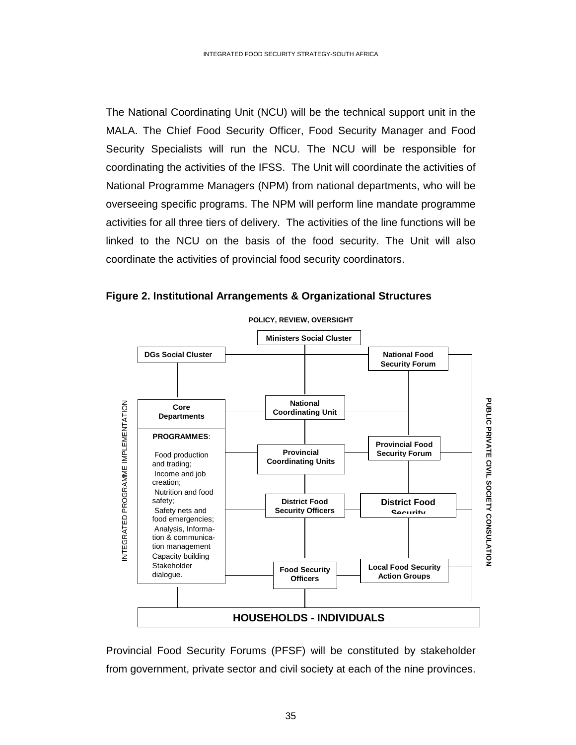The National Coordinating Unit (NCU) will be the technical support unit in the MALA. The Chief Food Security Officer, Food Security Manager and Food Security Specialists will run the NCU. The NCU will be responsible for coordinating the activities of the IFSS. The Unit will coordinate the activities of National Programme Managers (NPM) from national departments, who will be overseeing specific programs. The NPM will perform line mandate programme activities for all three tiers of delivery. The activities of the line functions will be linked to the NCU on the basis of the food security. The Unit will also coordinate the activities of provincial food security coordinators.

**Figure 2. Institutional Arrangements & Organizational Structures**

POLICY, REVIEW, OVERSIGHT

Ministers Social Cluster

DGs Social Cluster

National Food Security Forum

INTEGRATED PROGRAMME IMPLEMENTATION

PUBLIC PRIVATE CIVIL SOCIETY CONSULATION

Core Departments

National Coordinating Unit

PROGRAMMES:

- Food production and trading;
- Income and job creation;
- Nutrition and food safety;
- Safety nets and food emergencies;
- Analysis, Information & communication management
- Capacity building
- Stakeholder dialogue.

Provincial Coordinating Units

Provincial Food Security Forum

District Food Security Officers

District Food Security

Food Security Officers

Local Food Security Action Groups

HOUSEHOLDS - INDIVIDUALS

Provincial Food Security Forums (PFSF) will be constituted by stakeholder from government, private sector and civil society at each of the nine provinces.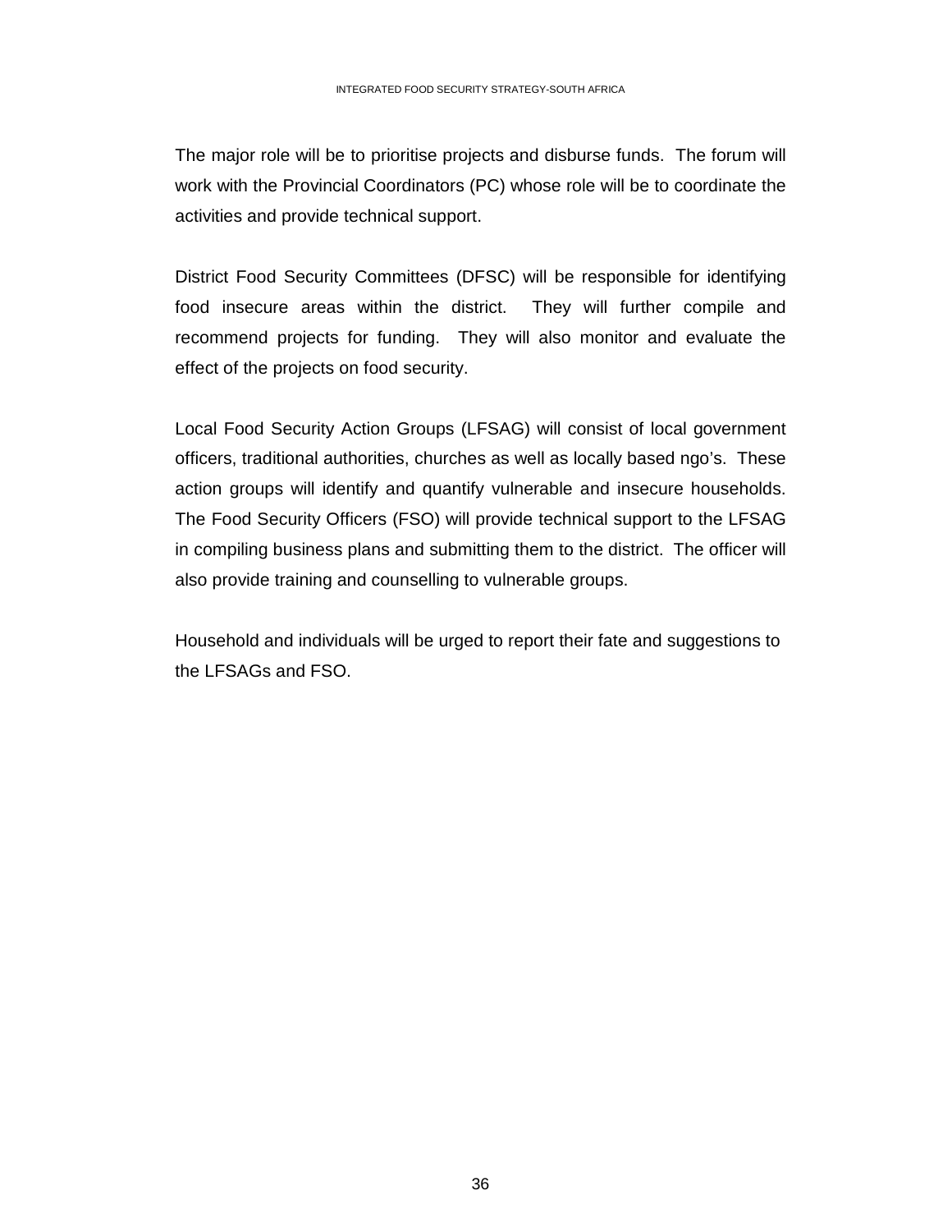The major role will be to prioritise projects and disburse funds. The forum will work with the Provincial Coordinators (PC) whose role will be to coordinate the activities and provide technical support.

District Food Security Committees (DFSC) will be responsible for identifying food insecure areas within the district. They will further compile and recommend projects for funding. They will also monitor and evaluate the effect of the projects on food security.

Local Food Security Action Groups (LFSAG) will consist of local government officers, traditional authorities, churches as well as locally based ngo's. These action groups will identify and quantify vulnerable and insecure households. The Food Security Officers (FSO) will provide technical support to the LFSAG in compiling business plans and submitting them to the district. The officer will also provide training and counselling to vulnerable groups.

Household and individuals will be urged to report their fate and suggestions to the LFSAGs and FSO.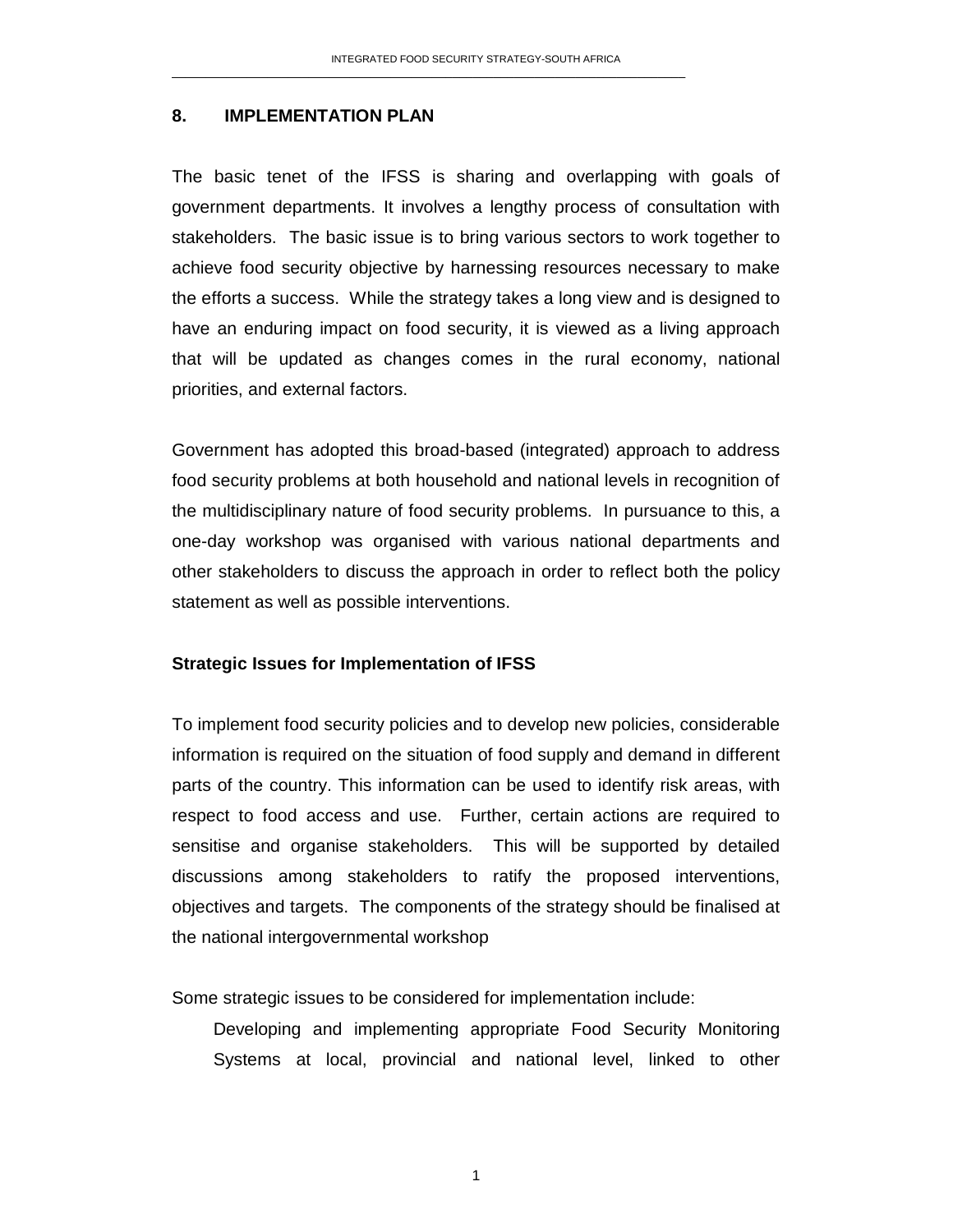## 8. IMPLEMENTATION PLAN

The basic tenet of the IFSS is sharing and overlapping with goals of government departments. It involves a lengthy process of consultation with stakeholders. The basic issue is to bring various sectors to work together to achieve food security objective by harnessing resources necessary to make the efforts a success. While the strategy takes a long view and is designed to have an enduring impact on food security, it is viewed as a living approach that will be updated as changes comes in the rural economy, national priorities, and external factors.

Government has adopted this broad-based (integrated) approach to address food security problems at both household and national levels in recognition of the multidisciplinary nature of food security problems. In pursuance to this, a one-day workshop was organised with various national departments and other stakeholders to discuss the approach in order to reflect both the policy statement as well as possible interventions.

**Strategic Issues for Implementation of IFSS**

To implement food security policies and to develop new policies, considerable information is required on the situation of food supply and demand in different parts of the country. This information can be used to identify risk areas, with respect to food access and use. Further, certain actions are required to sensitise and organise stakeholders. This will be supported by detailed discussions among stakeholders to ratify the proposed interventions, objectives and targets. The components of the strategy should be finalised at the national intergovernmental workshop

Some strategic issues to be considered for implementation include:

- Developing and implementing appropriate Food Security Monitoring Systems at local, provincial and national level, linked to other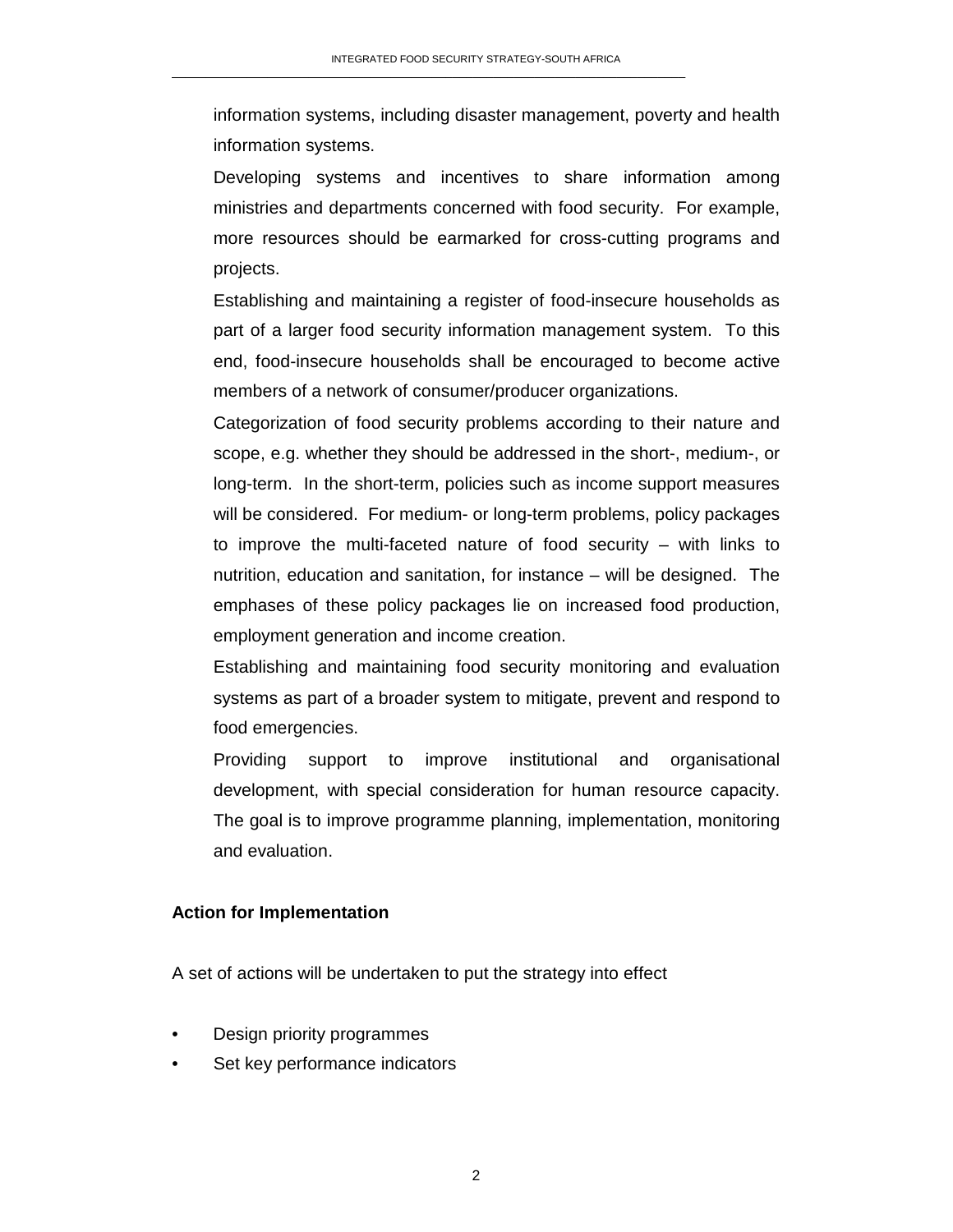information systems, including disaster management, poverty and health information systems.

Developing systems and incentives to share information among ministries and departments concerned with food security. For example, more resources should be earmarked for cross-cutting programs and projects.

Establishing and maintaining a register of food-insecure households as part of a larger food security information management system. To this end, food-insecure households shall be encouraged to become active members of a network of consumer/producer organizations.

Categorization of food security problems according to their nature and scope, e.g. whether they should be addressed in the short-, medium-, or long-term. In the short-term, policies such as income support measures will be considered. For medium- or long-term problems, policy packages to improve the multi-faceted nature of food security – with links to nutrition, education and sanitation, for instance – will be designed. The emphases of these policy packages lie on increased food production, employment generation and income creation.

Establishing and maintaining food security monitoring and evaluation systems as part of a broader system to mitigate, prevent and respond to food emergencies.

Providing support to improve institutional and organisational development, with special consideration for human resource capacity. The goal is to improve programme planning, implementation, monitoring and evaluation.

**Action for Implementation**

A set of actions will be undertaken to put the strategy into effect

- Design priority programmes
- Set key performance indicators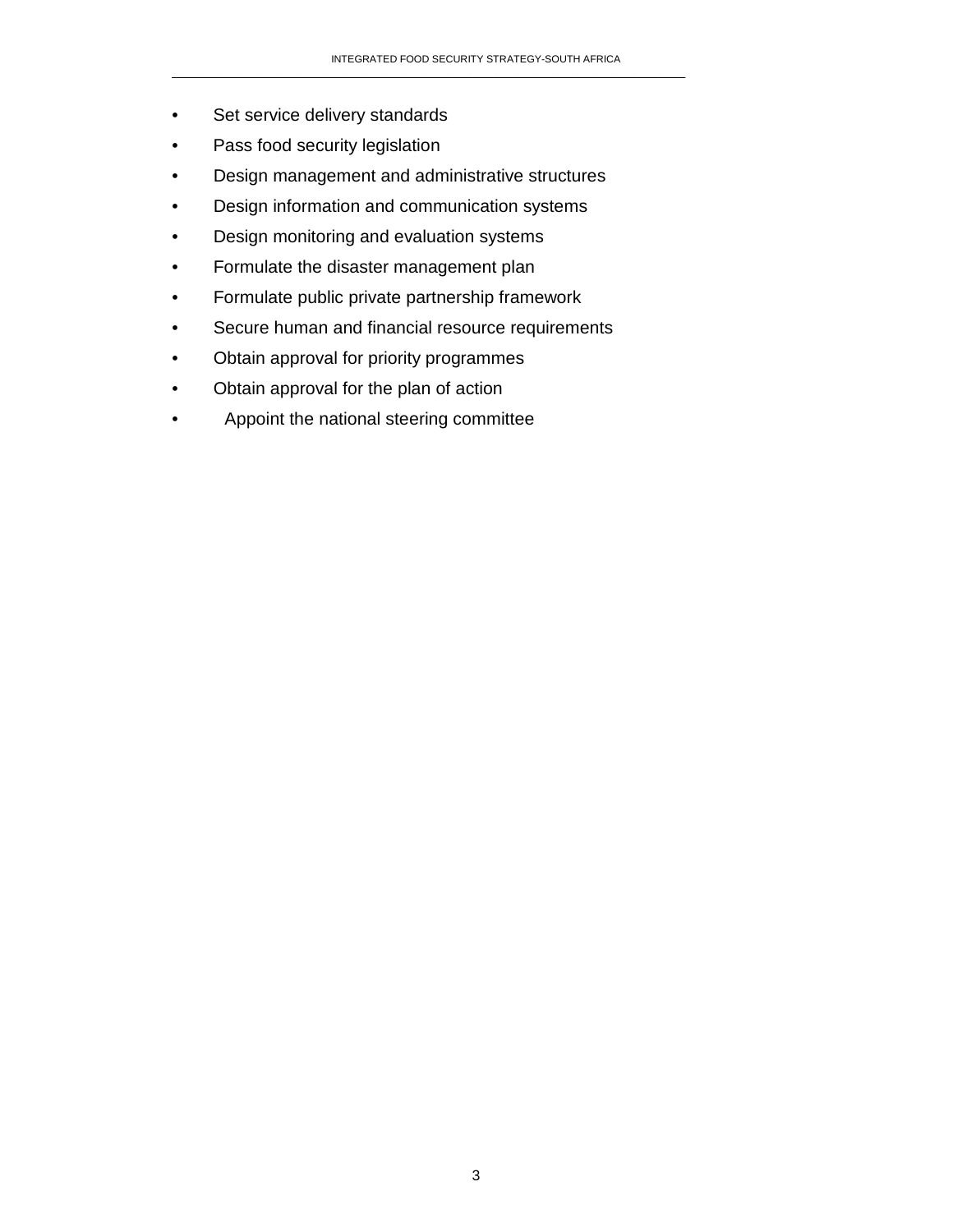- Set service delivery standards
- Pass food security legislation
- Design management and administrative structures
- Design information and communication systems
- Design monitoring and evaluation systems
- Formulate the disaster management plan
- Formulate public private partnership framework
- Secure human and financial resource requirements
- Obtain approval for priority programmes
- Obtain approval for the plan of action
- Appoint the national steering committee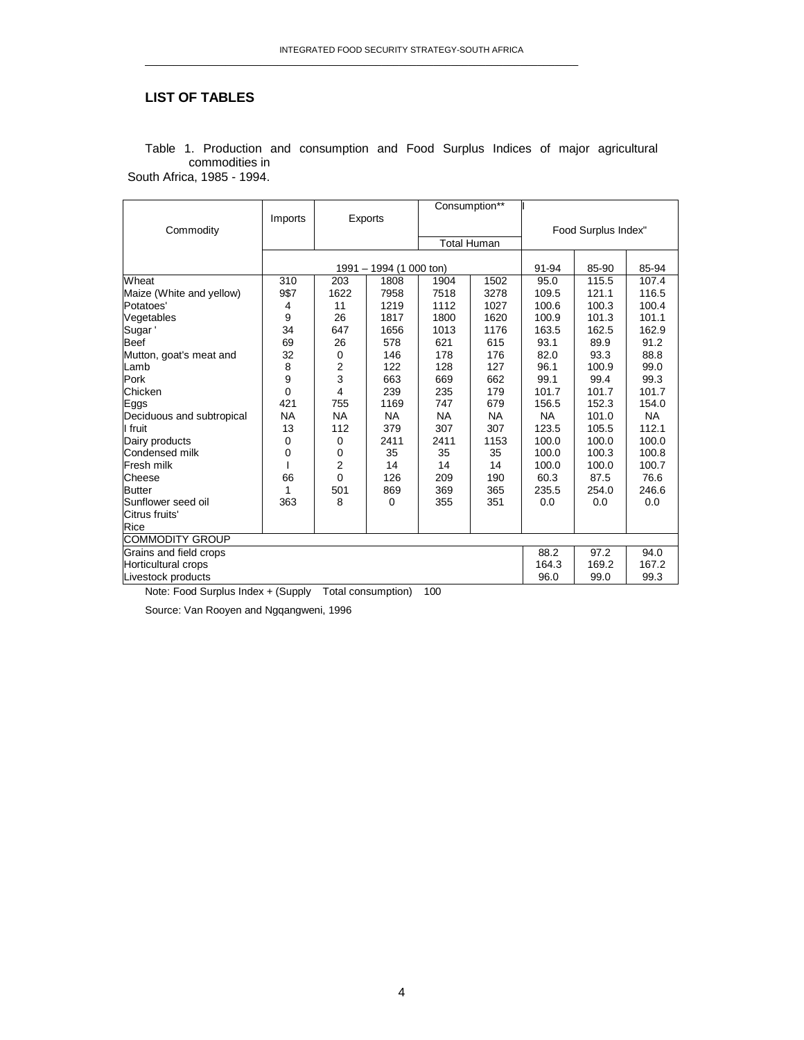## LIST OF TABLES

Table 1. Production and consumption and Food Surplus Indices of major agricultural commodities in South Africa, 1985 - 1994.

| Commodity | Imports | Exports | | Consumption** | | Food Surplus Index" | | |
|---|---|---|---|---|---|---|---|---|
| | | | | Total | Human | | | |
| | 1991 – 1994 (1 000 ton) | | | | | 91-94 | 85-90 | 85-94 |
| Wheat | 310 | 203 | 1808 | 1904 | 1502 | 95.0 | 115.5 | 107.4 |
| Maize (White and yellow) | 9$7 | 1622 | 7958 | 7518 | 3278 | 109.5 | 121.1 | 116.5 |
| Potatoes' | 4 | 11 | 1219 | 1112 | 1027 | 100.6 | 100.3 | 100.4 |
| Vegetables | 9 | 26 | 1817 | 1800 | 1620 | 100.9 | 101.3 | 101.1 |
| Sugar ' | 34 | 647 | 1656 | 1013 | 1176 | 163.5 | 162.5 | 162.9 |
| Beef | 69 | 26 | 578 | 621 | 615 | 93.1 | 89.9 | 91.2 |
| Mutton, goat's meat and | 32 | 0 | 146 | 178 | 176 | 82.0 | 93.3 | 88.8 |
| Lamb | 8 | 2 | 122 | 128 | 127 | 96.1 | 100.9 | 99.0 |
| Pork | 9 | 3 | 663 | 669 | 662 | 99.1 | 99.4 | 99.3 |
| Chicken | 0 | 4 | 239 | 235 | 179 | 101.7 | 101.7 | 101.7 |
| Eggs | 421 | 755 | 1169 | 747 | 679 | 156.5 | 152.3 | 154.0 |
| Deciduous and subtropical | NA | NA | NA | NA | NA | NA | 101.0 | NA |
| I fruit | 13 | 112 | 379 | 307 | 307 | 123.5 | 105.5 | 112.1 |
| Dairy products | 0 | 0 | 2411 | 2411 | 1153 | 100.0 | 100.0 | 100.0 |
| Condensed milk | 0 | 0 | 35 | 35 | 35 | 100.0 | 100.3 | 100.8 |
| Fresh milk | I | 2 | 14 | 14 | 14 | 100.0 | 100.0 | 100.7 |
| Cheese | 66 | 0 | 126 | 209 | 190 | 60.3 | 87.5 | 76.6 |
| Butter | 1 | 501 | 869 | 369 | 365 | 235.5 | 254.0 | 246.6 |
| Sunflower seed oil | 363 | 8 | 0 | 355 | 351 | 0.0 | 0.0 | 0.0 |
| Citrus fruits' | | | | | | | | |
| Rice | | | | | | | | |
| COMMODITY GROUP | | | | | | | | |
| Grains and field crops | | | | | | 88.2 | 97.2 | 94.0 |
| Horticultural crops | | | | | | 164.3 | 169.2 | 167.2 |
| Livestock products | | | | | | 96.0 | 99.0 | 99.3 |

Note: Food Surplus Index + (Supply Total consumption) 100

Source: Van Rooyen and Ngqangweni, 1996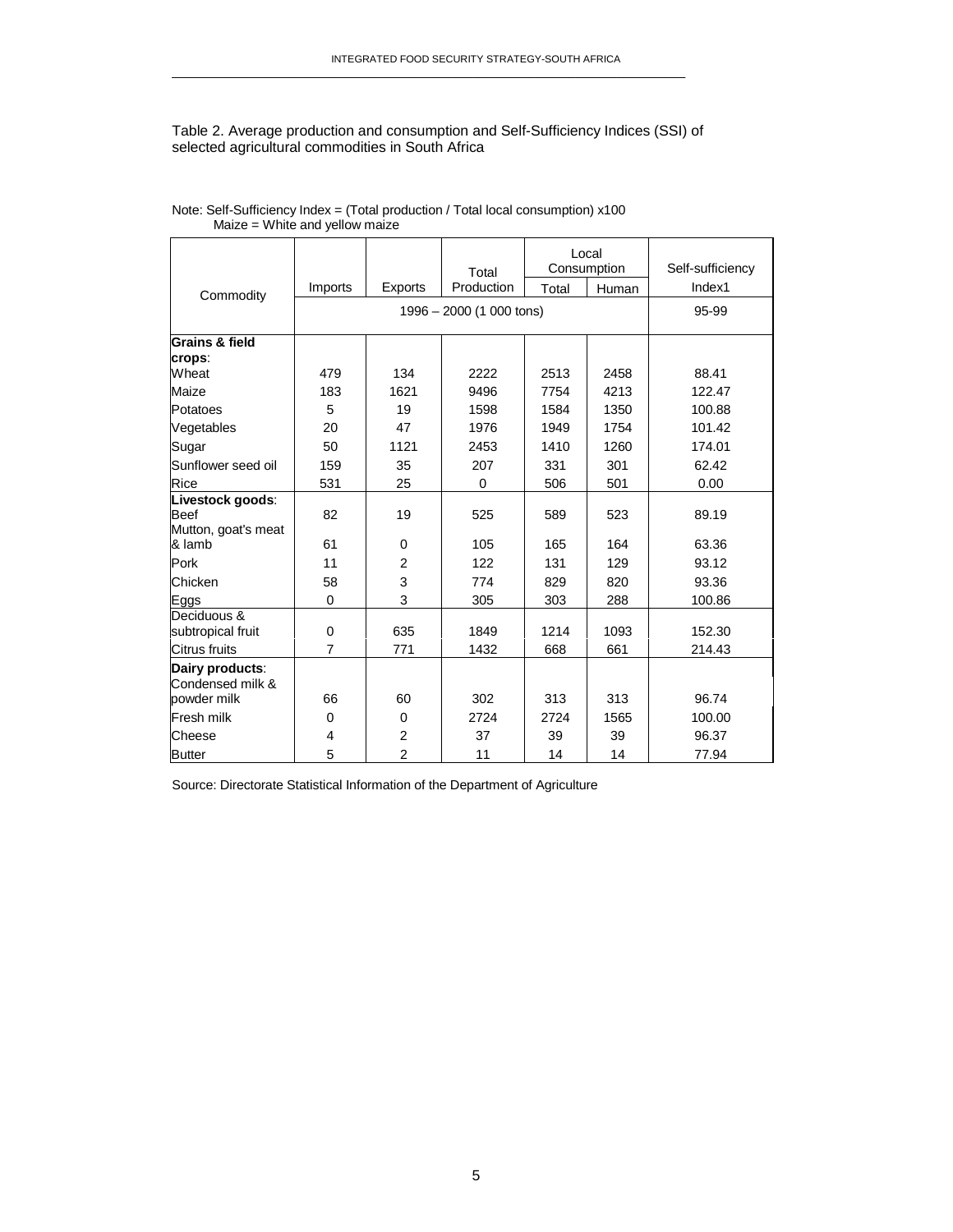Table 2. Average production and consumption and Self-Sufficiency Indices (SSI) of selected agricultural commodities in South Africa

Note: Self-Sufficiency Index = (Total production / Total local consumption) x100
Maize = White and yellow maize

| Commodity | Imports | Exports | Total Production | Local Consumption | | Self-sufficiency Index1 |
|---|---|---|---|---|---|---|
| | | | | Total | Human | |
| | 1996 – 2000 (1 000 tons) | | | | | 95-99 |
| **Grains & field crops**: | | | | | | |
| Wheat | 479 | 134 | 2222 | 2513 | 2458 | 88.41 |
| Maize | 183 | 1621 | 9496 | 7754 | 4213 | 122.47 |
| Potatoes | 5 | 19 | 1598 | 1584 | 1350 | 100.88 |
| Vegetables | 20 | 47 | 1976 | 1949 | 1754 | 101.42 |
| Sugar | 50 | 1121 | 2453 | 1410 | 1260 | 174.01 |
| Sunflower seed oil | 159 | 35 | 207 | 331 | 301 | 62.42 |
| Rice | 531 | 25 | 0 | 506 | 501 | 0.00 |
| **Livestock goods**: | | | | | | |
| Beef | 82 | 19 | 525 | 589 | 523 | 89.19 |
| Mutton, goat's meat & lamb | 61 | 0 | 105 | 165 | 164 | 63.36 |
| Pork | 11 | 2 | 122 | 131 | 129 | 93.12 |
| Chicken | 58 | 3 | 774 | 829 | 820 | 93.36 |
| Eggs | 0 | 3 | 305 | 303 | 288 | 100.86 |
| Deciduous & subtropical fruit | 0 | 635 | 1849 | 1214 | 1093 | 152.30 |
| Citrus fruits | 7 | 771 | 1432 | 668 | 661 | 214.43 |
| **Dairy products**: | | | | | | |
| Condensed milk & powder milk | 66 | 60 | 302 | 313 | 313 | 96.74 |
| Fresh milk | 0 | 0 | 2724 | 2724 | 1565 | 100.00 |
| Cheese | 4 | 2 | 37 | 39 | 39 | 96.37 |
| Butter | 5 | 2 | 11 | 14 | 14 | 77.94 |

Source: Directorate Statistical Information of the Department of Agriculture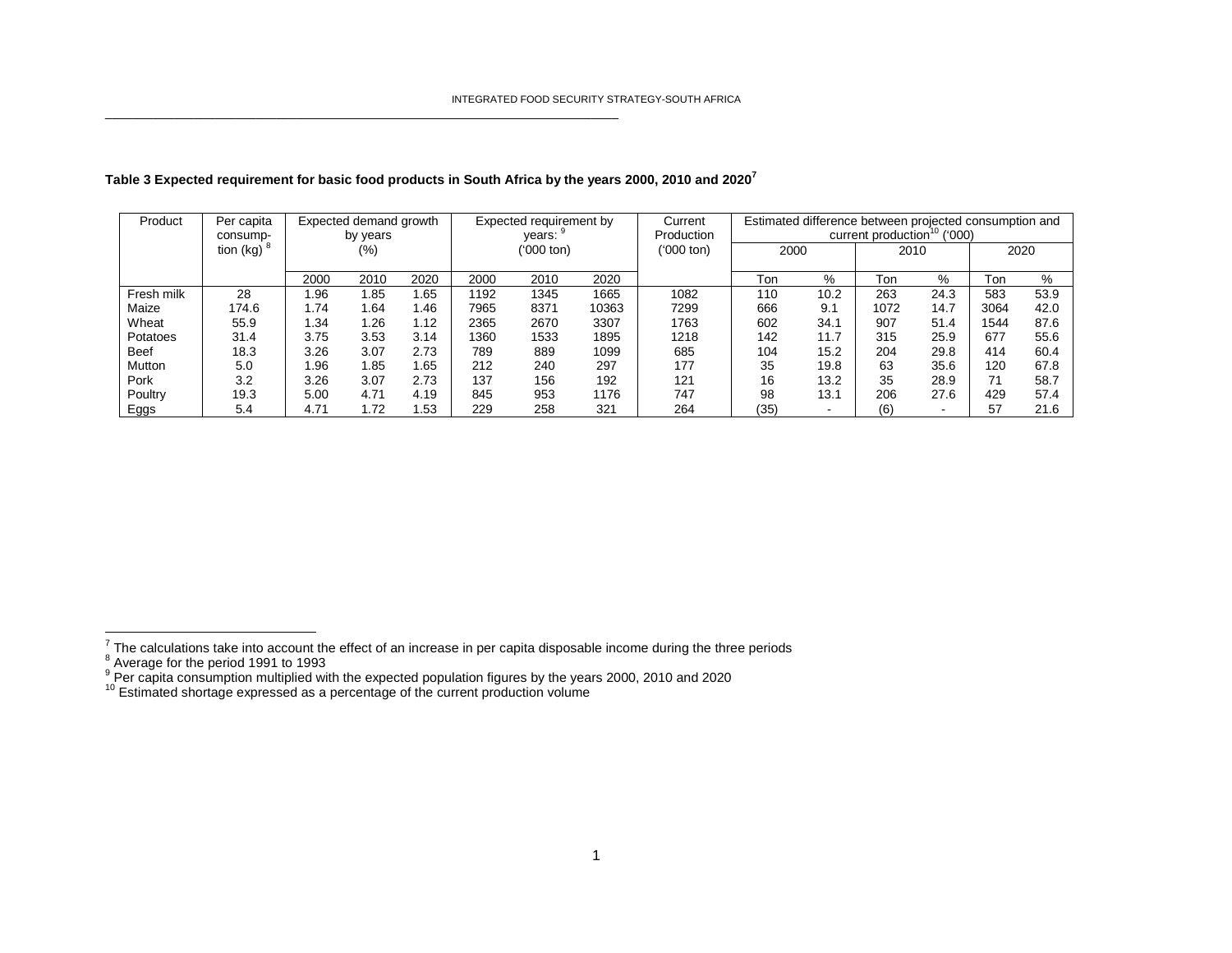**Table 3 Expected requirement for basic food products in South Africa by the years 2000, 2010 and 2020[7]**

| Product | Per capita consump-tion (kg) [8] | Expected demand growth by years (%) | | | Expected requirement by years: [9] ('000 ton) | | | Current Production ('000 ton) | Estimated difference between projected consumption and current production[10] ('000) | | | | | |
|---|---|---|---|---|---|---|---|---|---|---|---|---|---|---|
| | | | | | | | | | 2000 | | 2010 | | 2020 | |
| | | 2000 | 2010 | 2020 | 2000 | 2010 | 2020 | | Ton | % | Ton | % | Ton | % |
| Fresh milk | 28 | 1.96 | 1.85 | 1.65 | 1192 | 1345 | 1665 | 1082 | 110 | 10.2 | 263 | 24.3 | 583 | 53.9 |
| Maize | 174.6 | 1.74 | 1.64 | 1.46 | 7965 | 8371 | 10363 | 7299 | 666 | 9.1 | 1072 | 14.7 | 3064 | 42.0 |
| Wheat | 55.9 | 1.34 | 1.26 | 1.12 | 2365 | 2670 | 3307 | 1763 | 602 | 34.1 | 907 | 51.4 | 1544 | 87.6 |
| Potatoes | 31.4 | 3.75 | 3.53 | 3.14 | 1360 | 1533 | 1895 | 1218 | 142 | 11.7 | 315 | 25.9 | 677 | 55.6 |
| Beef | 18.3 | 3.26 | 3.07 | 2.73 | 789 | 889 | 1099 | 685 | 104 | 15.2 | 204 | 29.8 | 414 | 60.4 |
| Mutton | 5.0 | 1.96 | 1.85 | 1.65 | 212 | 240 | 297 | 177 | 35 | 19.8 | 63 | 35.6 | 120 | 67.8 |
| Pork | 3.2 | 3.26 | 3.07 | 2.73 | 137 | 156 | 192 | 121 | 16 | 13.2 | 35 | 28.9 | 71 | 58.7 |
| Poultry | 19.3 | 5.00 | 4.71 | 4.19 | 845 | 953 | 1176 | 747 | 98 | 13.1 | 206 | 27.6 | 429 | 57.4 |
| Eggs | 5.4 | 4.71 | 1.72 | 1.53 | 229 | 258 | 321 | 264 | (35) | - | (6) | - | 57 | 21.6 |

[7] The calculations take into account the effect of an increase in per capita disposable income during the three periods
[8] Average for the period 1991 to 1993
[9] Per capita consumption multiplied with the expected population figures by the years 2000, 2010 and 2020
[10] Estimated shortage expressed as a percentage of the current production volume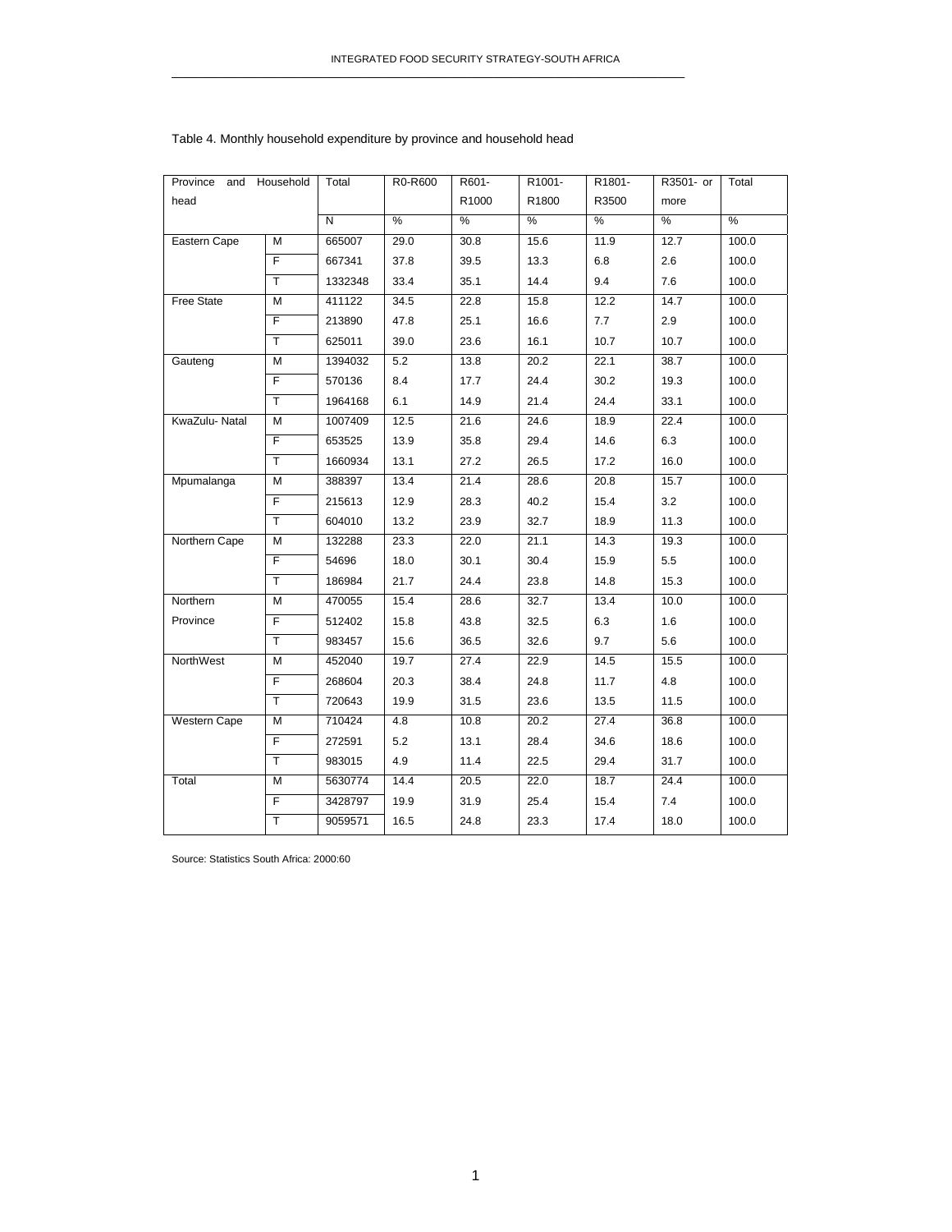Table 4. Monthly household expenditure by province and household head

| Province and Household head | | Total | R0-R600 | R601-R1000 | R1001-R1800 | R1801-R3500 | R3501- or more | Total |
|---|---|---|---|---|---|---|---|---|
| | | N | % | % | % | % | % | % |
| Eastern Cape | M | 665007 | 29.0 | 30.8 | 15.6 | 11.9 | 12.7 | 100.0 |
| | F | 667341 | 37.8 | 39.5 | 13.3 | 6.8 | 2.6 | 100.0 |
| | T | 1332348 | 33.4 | 35.1 | 14.4 | 9.4 | 7.6 | 100.0 |
| Free State | M | 411122 | 34.5 | 22.8 | 15.8 | 12.2 | 14.7 | 100.0 |
| | F | 213890 | 47.8 | 25.1 | 16.6 | 7.7 | 2.9 | 100.0 |
| | T | 625011 | 39.0 | 23.6 | 16.1 | 10.7 | 10.7 | 100.0 |
| Gauteng | M | 1394032 | 5.2 | 13.8 | 20.2 | 22.1 | 38.7 | 100.0 |
| | F | 570136 | 8.4 | 17.7 | 24.4 | 30.2 | 19.3 | 100.0 |
| | T | 1964168 | 6.1 | 14.9 | 21.4 | 24.4 | 33.1 | 100.0 |
| KwaZulu- Natal | M | 1007409 | 12.5 | 21.6 | 24.6 | 18.9 | 22.4 | 100.0 |
| | F | 653525 | 13.9 | 35.8 | 29.4 | 14.6 | 6.3 | 100.0 |
| | T | 1660934 | 13.1 | 27.2 | 26.5 | 17.2 | 16.0 | 100.0 |
| Mpumalanga | M | 388397 | 13.4 | 21.4 | 28.6 | 20.8 | 15.7 | 100.0 |
| | F | 215613 | 12.9 | 28.3 | 40.2 | 15.4 | 3.2 | 100.0 |
| | T | 604010 | 13.2 | 23.9 | 32.7 | 18.9 | 11.3 | 100.0 |
| Northern Cape | M | 132288 | 23.3 | 22.0 | 21.1 | 14.3 | 19.3 | 100.0 |
| | F | 54696 | 18.0 | 30.1 | 30.4 | 15.9 | 5.5 | 100.0 |
| | T | 186984 | 21.7 | 24.4 | 23.8 | 14.8 | 15.3 | 100.0 |
| Northern Province | M | 470055 | 15.4 | 28.6 | 32.7 | 13.4 | 10.0 | 100.0 |
| | F | 512402 | 15.8 | 43.8 | 32.5 | 6.3 | 1.6 | 100.0 |
| | T | 983457 | 15.6 | 36.5 | 32.6 | 9.7 | 5.6 | 100.0 |
| NorthWest | M | 452040 | 19.7 | 27.4 | 22.9 | 14.5 | 15.5 | 100.0 |
| | F | 268604 | 20.3 | 38.4 | 24.8 | 11.7 | 4.8 | 100.0 |
| | T | 720643 | 19.9 | 31.5 | 23.6 | 13.5 | 11.5 | 100.0 |
| Western Cape | M | 710424 | 4.8 | 10.8 | 20.2 | 27.4 | 36.8 | 100.0 |
| | F | 272591 | 5.2 | 13.1 | 28.4 | 34.6 | 18.6 | 100.0 |
| | T | 983015 | 4.9 | 11.4 | 22.5 | 29.4 | 31.7 | 100.0 |
| Total | M | 5630774 | 14.4 | 20.5 | 22.0 | 18.7 | 24.4 | 100.0 |
| | F | 3428797 | 19.9 | 31.9 | 25.4 | 15.4 | 7.4 | 100.0 |
| | T | 9059571 | 16.5 | 24.8 | 23.3 | 17.4 | 18.0 | 100.0 |

Source: Statistics South Africa: 2000:60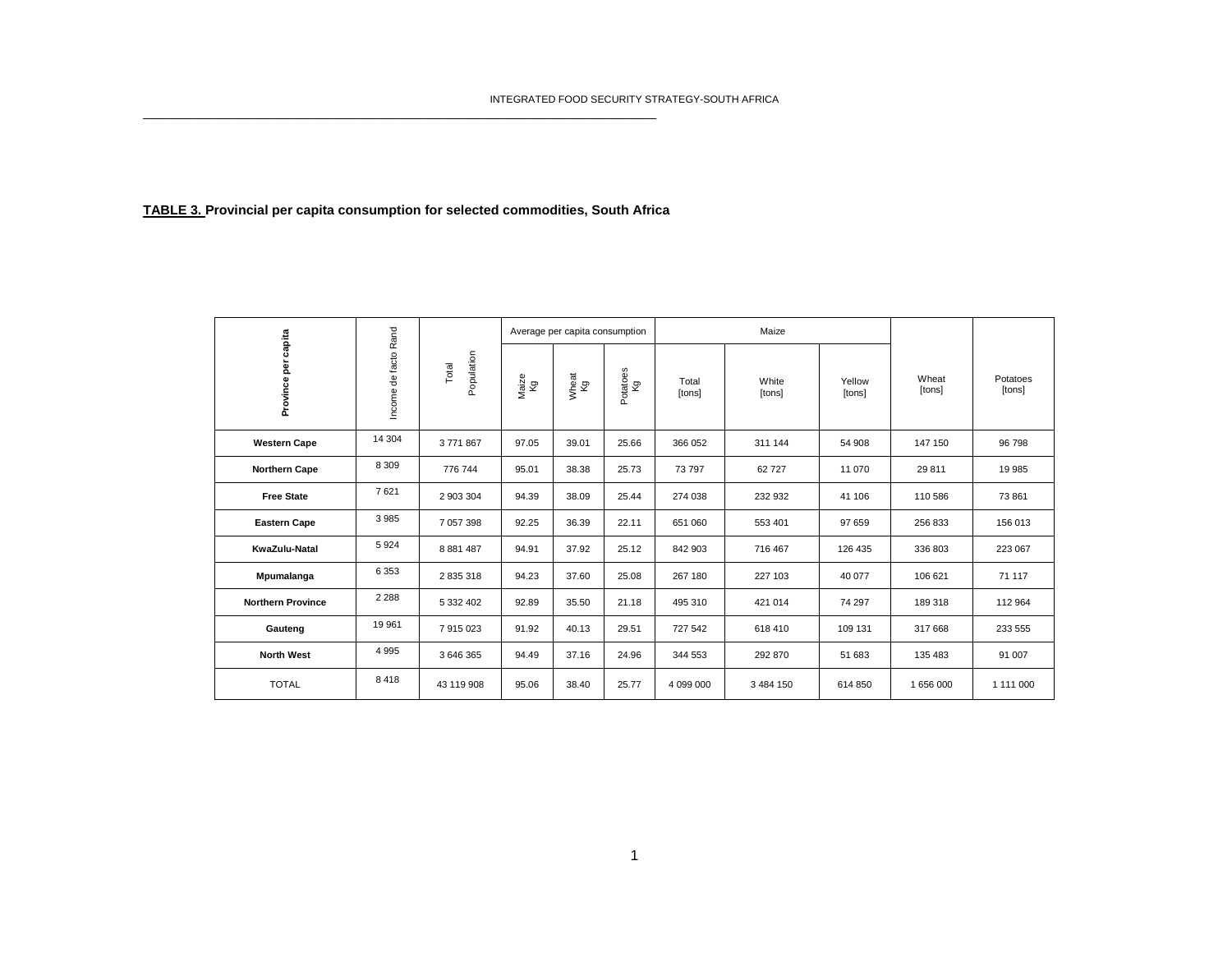**<u>TABLE 3.</u> Provincial per capita consumption for selected commodities, South Africa**

| Province per capita | Income de facto Rand | Total Population | Average per capita consumption | | | Maize | | | Wheat [tons] | Potatoes [tons] |
|---|---|---|---|---|---|---|---|---|---|---|
| | | | Maize Kg | Wheat Kg | Potatoes Kg | Total [tons] | White [tons] | Yellow [tons] | | |
| **Western Cape** | 14 304 | 3 771 867 | 97.05 | 39.01 | 25.66 | 366 052 | 311 144 | 54 908 | 147 150 | 96 798 |
| **Northern Cape** | 8 309 | 776 744 | 95.01 | 38.38 | 25.73 | 73 797 | 62 727 | 11 070 | 29 811 | 19 985 |
| **Free State** | 7 621 | 2 903 304 | 94.39 | 38.09 | 25.44 | 274 038 | 232 932 | 41 106 | 110 586 | 73 861 |
| **Eastern Cape** | 3 985 | 7 057 398 | 92.25 | 36.39 | 22.11 | 651 060 | 553 401 | 97 659 | 256 833 | 156 013 |
| **KwaZulu-Natal** | 5 924 | 8 881 487 | 94.91 | 37.92 | 25.12 | 842 903 | 716 467 | 126 435 | 336 803 | 223 067 |
| **Mpumalanga** | 6 353 | 2 835 318 | 94.23 | 37.60 | 25.08 | 267 180 | 227 103 | 40 077 | 106 621 | 71 117 |
| **Northern Province** | 2 288 | 5 332 402 | 92.89 | 35.50 | 21.18 | 495 310 | 421 014 | 74 297 | 189 318 | 112 964 |
| **Gauteng** | 19 961 | 7 915 023 | 91.92 | 40.13 | 29.51 | 727 542 | 618 410 | 109 131 | 317 668 | 233 555 |
| **North West** | 4 995 | 3 646 365 | 94.49 | 37.16 | 24.96 | 344 553 | 292 870 | 51 683 | 135 483 | 91 007 |
| TOTAL | 8 418 | 43 119 908 | 95.06 | 38.40 | 25.77 | 4 099 000 | 3 484 150 | 614 850 | 1 656 000 | 1 111 000 |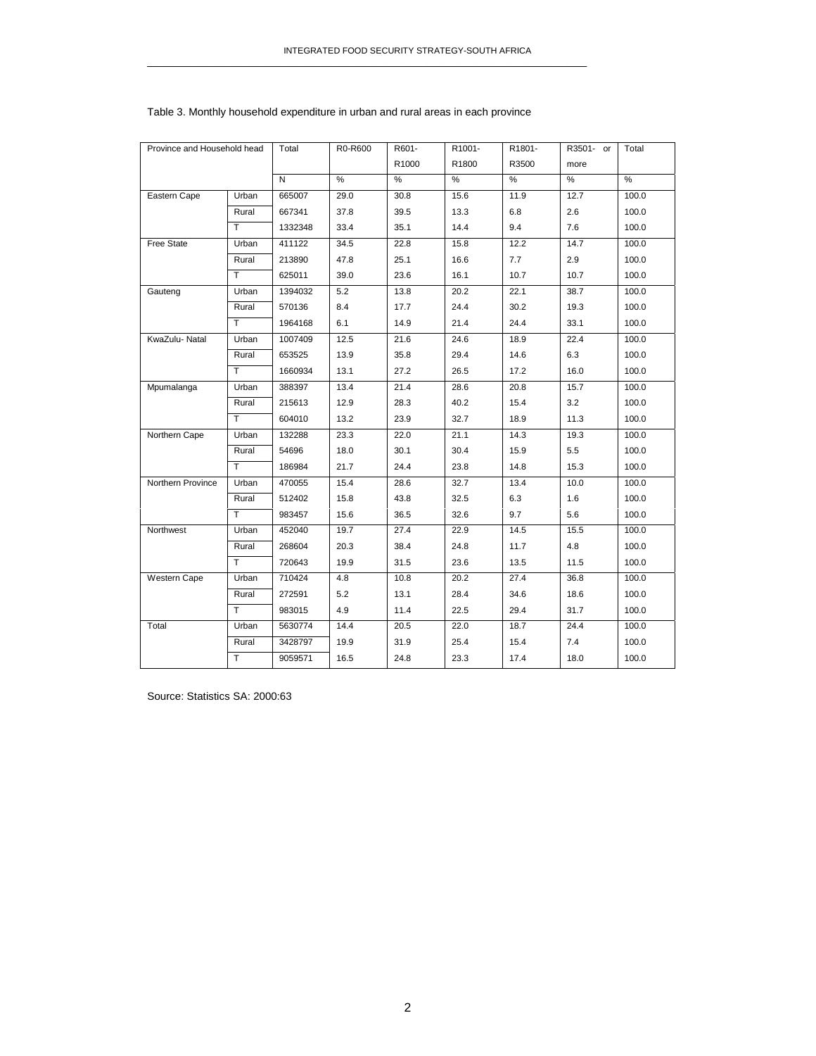Table 3. Monthly household expenditure in urban and rural areas in each province

| Province and Household head | | Total | R0-R600 | R601-R1000 | R1001-R1800 | R1801-R3500 | R3501- or more | Total |
|---|---|---|---|---|---|---|---|---|
| | | N | % | % | % | % | % | % |
| Eastern Cape | Urban | 665007 | 29.0 | 30.8 | 15.6 | 11.9 | 12.7 | 100.0 |
| | Rural | 667341 | 37.8 | 39.5 | 13.3 | 6.8 | 2.6 | 100.0 |
| | T | 1332348 | 33.4 | 35.1 | 14.4 | 9.4 | 7.6 | 100.0 |
| Free State | Urban | 411122 | 34.5 | 22.8 | 15.8 | 12.2 | 14.7 | 100.0 |
| | Rural | 213890 | 47.8 | 25.1 | 16.6 | 7.7 | 2.9 | 100.0 |
| | T | 625011 | 39.0 | 23.6 | 16.1 | 10.7 | 10.7 | 100.0 |
| Gauteng | Urban | 1394032 | 5.2 | 13.8 | 20.2 | 22.1 | 38.7 | 100.0 |
| | Rural | 570136 | 8.4 | 17.7 | 24.4 | 30.2 | 19.3 | 100.0 |
| | T | 1964168 | 6.1 | 14.9 | 21.4 | 24.4 | 33.1 | 100.0 |
| KwaZulu- Natal | Urban | 1007409 | 12.5 | 21.6 | 24.6 | 18.9 | 22.4 | 100.0 |
| | Rural | 653525 | 13.9 | 35.8 | 29.4 | 14.6 | 6.3 | 100.0 |
| | T | 1660934 | 13.1 | 27.2 | 26.5 | 17.2 | 16.0 | 100.0 |
| Mpumalanga | Urban | 388397 | 13.4 | 21.4 | 28.6 | 20.8 | 15.7 | 100.0 |
| | Rural | 215613 | 12.9 | 28.3 | 40.2 | 15.4 | 3.2 | 100.0 |
| | T | 604010 | 13.2 | 23.9 | 32.7 | 18.9 | 11.3 | 100.0 |
| Northern Cape | Urban | 132288 | 23.3 | 22.0 | 21.1 | 14.3 | 19.3 | 100.0 |
| | Rural | 54696 | 18.0 | 30.1 | 30.4 | 15.9 | 5.5 | 100.0 |
| | T | 186984 | 21.7 | 24.4 | 23.8 | 14.8 | 15.3 | 100.0 |
| Northern Province | Urban | 470055 | 15.4 | 28.6 | 32.7 | 13.4 | 10.0 | 100.0 |
| | Rural | 512402 | 15.8 | 43.8 | 32.5 | 6.3 | 1.6 | 100.0 |
| | T | 983457 | 15.6 | 36.5 | 32.6 | 9.7 | 5.6 | 100.0 |
| Northwest | Urban | 452040 | 19.7 | 27.4 | 22.9 | 14.5 | 15.5 | 100.0 |
| | Rural | 268604 | 20.3 | 38.4 | 24.8 | 11.7 | 4.8 | 100.0 |
| | T | 720643 | 19.9 | 31.5 | 23.6 | 13.5 | 11.5 | 100.0 |
| Western Cape | Urban | 710424 | 4.8 | 10.8 | 20.2 | 27.4 | 36.8 | 100.0 |
| | Rural | 272591 | 5.2 | 13.1 | 28.4 | 34.6 | 18.6 | 100.0 |
| | T | 983015 | 4.9 | 11.4 | 22.5 | 29.4 | 31.7 | 100.0 |
| Total | Urban | 5630774 | 14.4 | 20.5 | 22.0 | 18.7 | 24.4 | 100.0 |
| | Rural | 3428797 | 19.9 | 31.9 | 25.4 | 15.4 | 7.4 | 100.0 |
| | T | 9059571 | 16.5 | 24.8 | 23.3 | 17.4 | 18.0 | 100.0 |

Source: Statistics SA: 2000:63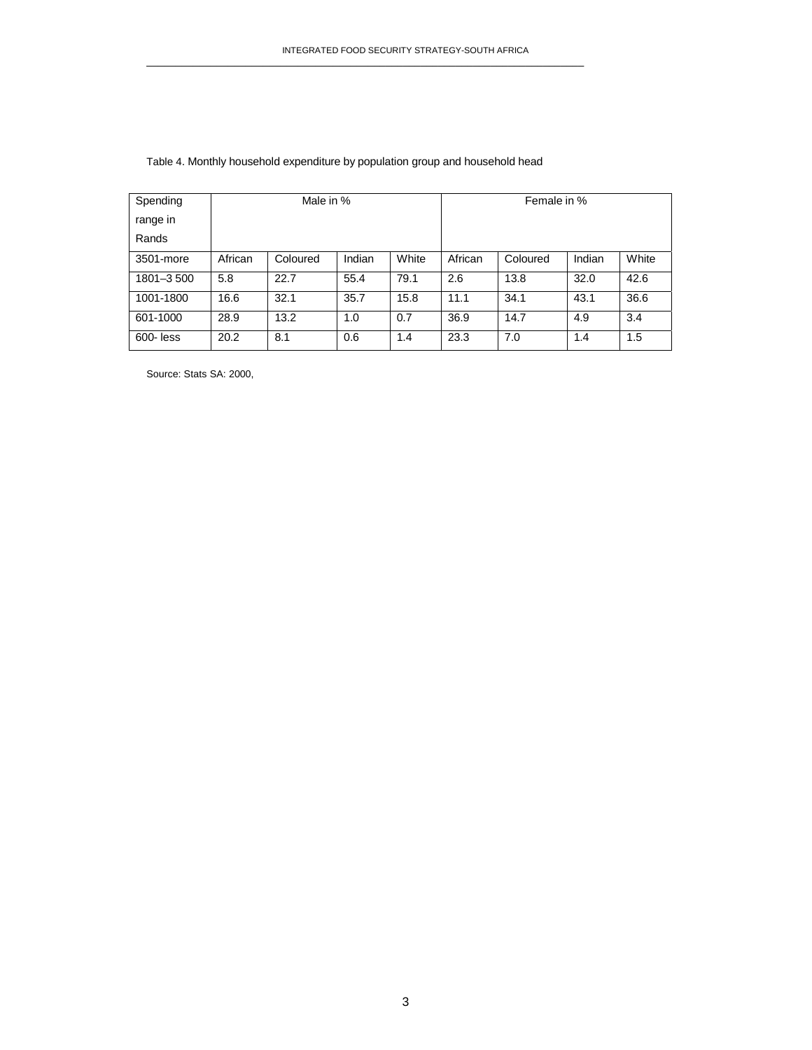Table 4. Monthly household expenditure by population group and household head

| Spending range in Rands | Male in % | | | | Female in % | | | |
|---|---|---|---|---|---|---|---|---|
| 3501-more | African | Coloured | Indian | White | African | Coloured | Indian | White |
| 1801–3 500 | 5.8 | 22.7 | 55.4 | 79.1 | 2.6 | 13.8 | 32.0 | 42.6 |
| 1001-1800 | 16.6 | 32.1 | 35.7 | 15.8 | 11.1 | 34.1 | 43.1 | 36.6 |
| 601-1000 | 28.9 | 13.2 | 1.0 | 0.7 | 36.9 | 14.7 | 4.9 | 3.4 |
| 600- less | 20.2 | 8.1 | 0.6 | 1.4 | 23.3 | 7.0 | 1.4 | 1.5 |

Source: Stats SA: 2000,